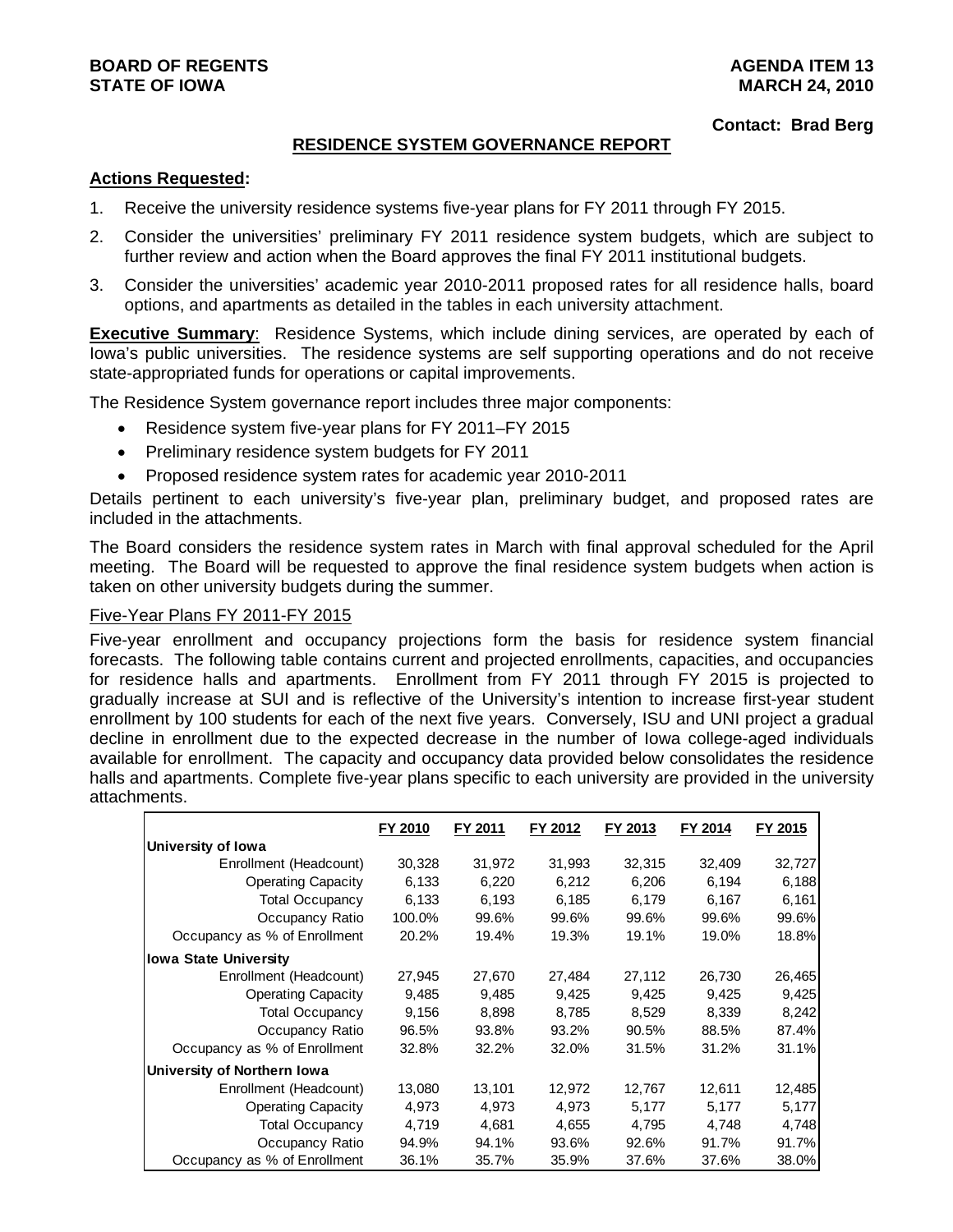**BOARD OF REGENTS**
**STATE OF IOWA**

**AGENDA ITEM 13**
**MARCH 24, 2010**

**Contact: Brad Berg**

## RESIDENCE SYSTEM GOVERNANCE REPORT

**Actions Requested:**

1. Receive the university residence systems five-year plans for FY 2011 through FY 2015.
2. Consider the universities' preliminary FY 2011 residence system budgets, which are subject to further review and action when the Board approves the final FY 2011 institutional budgets.
3. Consider the universities' academic year 2010-2011 proposed rates for all residence halls, board options, and apartments as detailed in the tables in each university attachment.

**Executive Summary**: Residence Systems, which include dining services, are operated by each of Iowa's public universities. The residence systems are self supporting operations and do not receive state-appropriated funds for operations or capital improvements.

The Residence System governance report includes three major components:

- Residence system five-year plans for FY 2011–FY 2015
- Preliminary residence system budgets for FY 2011
- Proposed residence system rates for academic year 2010-2011

Details pertinent to each university's five-year plan, preliminary budget, and proposed rates are included in the attachments.

The Board considers the residence system rates in March with final approval scheduled for the April meeting. The Board will be requested to approve the final residence system budgets when action is taken on other university budgets during the summer.

Five-Year Plans FY 2011-FY 2015

Five-year enrollment and occupancy projections form the basis for residence system financial forecasts. The following table contains current and projected enrollments, capacities, and occupancies for residence halls and apartments. Enrollment from FY 2011 through FY 2015 is projected to gradually increase at SUI and is reflective of the University's intention to increase first-year student enrollment by 100 students for each of the next five years. Conversely, ISU and UNI project a gradual decline in enrollment due to the expected decrease in the number of Iowa college-aged individuals available for enrollment. The capacity and occupancy data provided below consolidates the residence halls and apartments. Complete five-year plans specific to each university are provided in the university attachments.

| | FY 2010 | FY 2011 | FY 2012 | FY 2013 | FY 2014 | FY 2015 |
|---|---|---|---|---|---|---|
| **University of Iowa** | | | | | | |
| Enrollment (Headcount) | 30,328 | 31,972 | 31,993 | 32,315 | 32,409 | 32,727 |
| Operating Capacity | 6,133 | 6,220 | 6,212 | 6,206 | 6,194 | 6,188 |
| Total Occupancy | 6,133 | 6,193 | 6,185 | 6,179 | 6,167 | 6,161 |
| Occupancy Ratio | 100.0% | 99.6% | 99.6% | 99.6% | 99.6% | 99.6% |
| Occupancy as % of Enrollment | 20.2% | 19.4% | 19.3% | 19.1% | 19.0% | 18.8% |
| **Iowa State University** | | | | | | |
| Enrollment (Headcount) | 27,945 | 27,670 | 27,484 | 27,112 | 26,730 | 26,465 |
| Operating Capacity | 9,485 | 9,485 | 9,425 | 9,425 | 9,425 | 9,425 |
| Total Occupancy | 9,156 | 8,898 | 8,785 | 8,529 | 8,339 | 8,242 |
| Occupancy Ratio | 96.5% | 93.8% | 93.2% | 90.5% | 88.5% | 87.4% |
| Occupancy as % of Enrollment | 32.8% | 32.2% | 32.0% | 31.5% | 31.2% | 31.1% |
| **University of Northern Iowa** | | | | | | |
| Enrollment (Headcount) | 13,080 | 13,101 | 12,972 | 12,767 | 12,611 | 12,485 |
| Operating Capacity | 4,973 | 4,973 | 4,973 | 5,177 | 5,177 | 5,177 |
| Total Occupancy | 4,719 | 4,681 | 4,655 | 4,795 | 4,748 | 4,748 |
| Occupancy Ratio | 94.9% | 94.1% | 93.6% | 92.6% | 91.7% | 91.7% |
| Occupancy as % of Enrollment | 36.1% | 35.7% | 35.9% | 37.6% | 37.6% | 38.0% |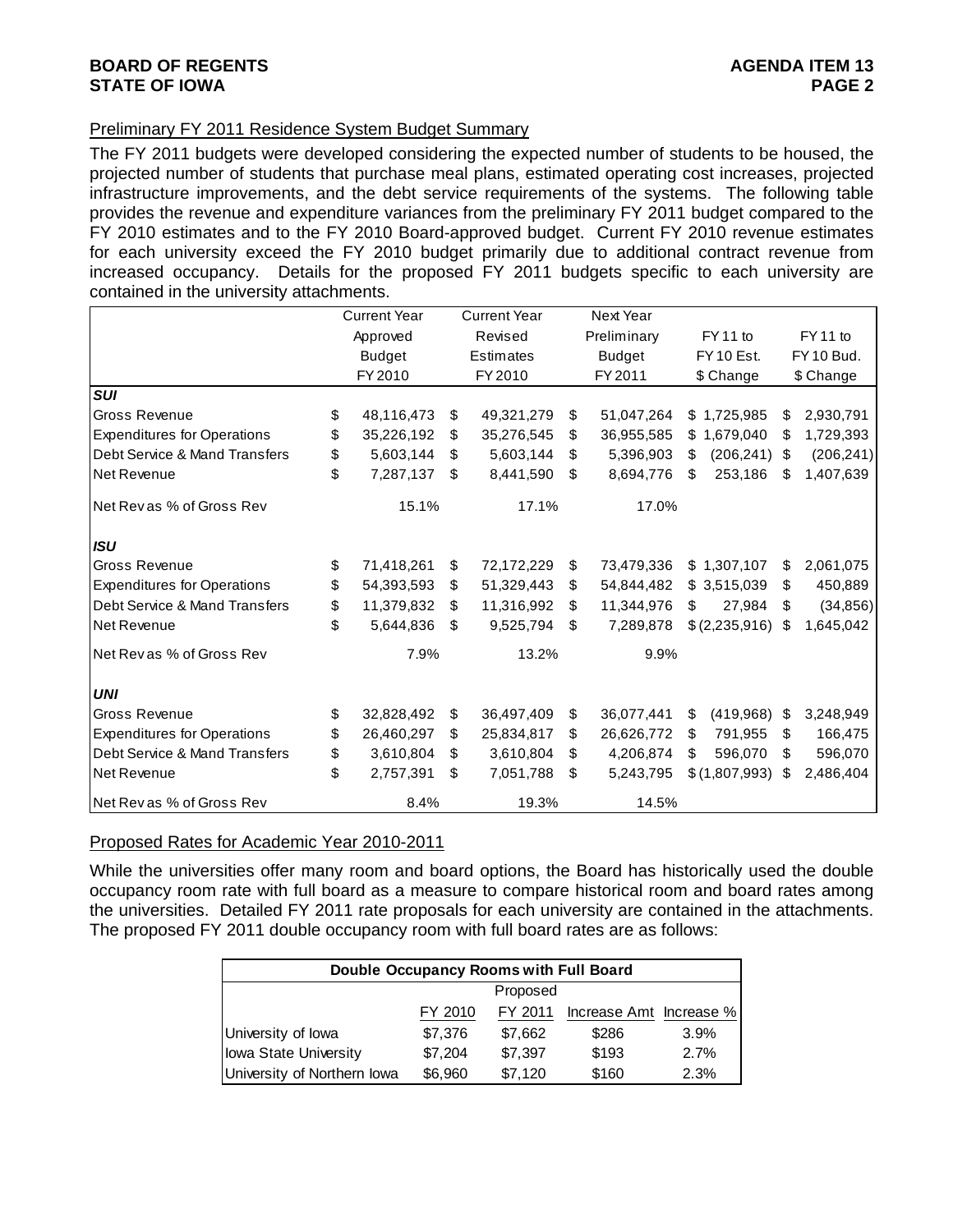## Preliminary FY 2011 Residence System Budget Summary

The FY 2011 budgets were developed considering the expected number of students to be housed, the projected number of students that purchase meal plans, estimated operating cost increases, projected infrastructure improvements, and the debt service requirements of the systems. The following table provides the revenue and expenditure variances from the preliminary FY 2011 budget compared to the FY 2010 estimates and to the FY 2010 Board-approved budget. Current FY 2010 revenue estimates for each university exceed the FY 2010 budget primarily due to additional contract revenue from increased occupancy. Details for the proposed FY 2011 budgets specific to each university are contained in the university attachments.

| | Current Year Approved Budget FY 2010 | Current Year Revised Estimates FY 2010 | Next Year Preliminary Budget FY 2011 | FY 11 to FY 10 Est. $ Change | FY 11 to FY 10 Bud. $ Change |
|---|---|---|---|---|---|
| ***SUI*** | | | | | |
| Gross Revenue | $ 48,116,473 | $ 49,321,279 | $ 51,047,264 | $ 1,725,985 | $ 2,930,791 |
| Expenditures for Operations | $ 35,226,192 | $ 35,276,545 | $ 36,955,585 | $ 1,679,040 | $ 1,729,393 |
| Debt Service & Mand Transfers | $ 5,603,144 | $ 5,603,144 | $ 5,396,903 | $ (206,241) | $ (206,241) |
| Net Revenue | $ 7,287,137 | $ 8,441,590 | $ 8,694,776 | $ 253,186 | $ 1,407,639 |
| Net Rev as % of Gross Rev | 15.1% | 17.1% | 17.0% | | |
| ***ISU*** | | | | | |
| Gross Revenue | $ 71,418,261 | $ 72,172,229 | $ 73,479,336 | $ 1,307,107 | $ 2,061,075 |
| Expenditures for Operations | $ 54,393,593 | $ 51,329,443 | $ 54,844,482 | $ 3,515,039 | $ 450,889 |
| Debt Service & Mand Transfers | $ 11,379,832 | $ 11,316,992 | $ 11,344,976 | $ 27,984 | $ (34,856) |
| Net Revenue | $ 5,644,836 | $ 9,525,794 | $ 7,289,878 | $ (2,235,916) | $ 1,645,042 |
| Net Rev as % of Gross Rev | 7.9% | 13.2% | 9.9% | | |
| ***UNI*** | | | | | |
| Gross Revenue | $ 32,828,492 | $ 36,497,409 | $ 36,077,441 | $ (419,968) | $ 3,248,949 |
| Expenditures for Operations | $ 26,460,297 | $ 25,834,817 | $ 26,626,772 | $ 791,955 | $ 166,475 |
| Debt Service & Mand Transfers | $ 3,610,804 | $ 3,610,804 | $ 4,206,874 | $ 596,070 | $ 596,070 |
| Net Revenue | $ 2,757,391 | $ 7,051,788 | $ 5,243,795 | $ (1,807,993) | $ 2,486,404 |
| Net Rev as % of Gross Rev | 8.4% | 19.3% | 14.5% | | |

## Proposed Rates for Academic Year 2010-2011

While the universities offer many room and board options, the Board has historically used the double occupancy room rate with full board as a measure to compare historical room and board rates among the universities. Detailed FY 2011 rate proposals for each university are contained in the attachments. The proposed FY 2011 double occupancy room with full board rates are as follows:

| **Double Occupancy Rooms with Full Board** | | | | |
|---|---|---|---|---|
| | | Proposed | | |
| | FY 2010 | FY 2011 | Increase Amt | Increase % |
| University of Iowa | $7,376 | $7,662 | $286 | 3.9% |
| Iowa State University | $7,204 | $7,397 | $193 | 2.7% |
| University of Northern Iowa | $6,960 | $7,120 | $160 | 2.3% |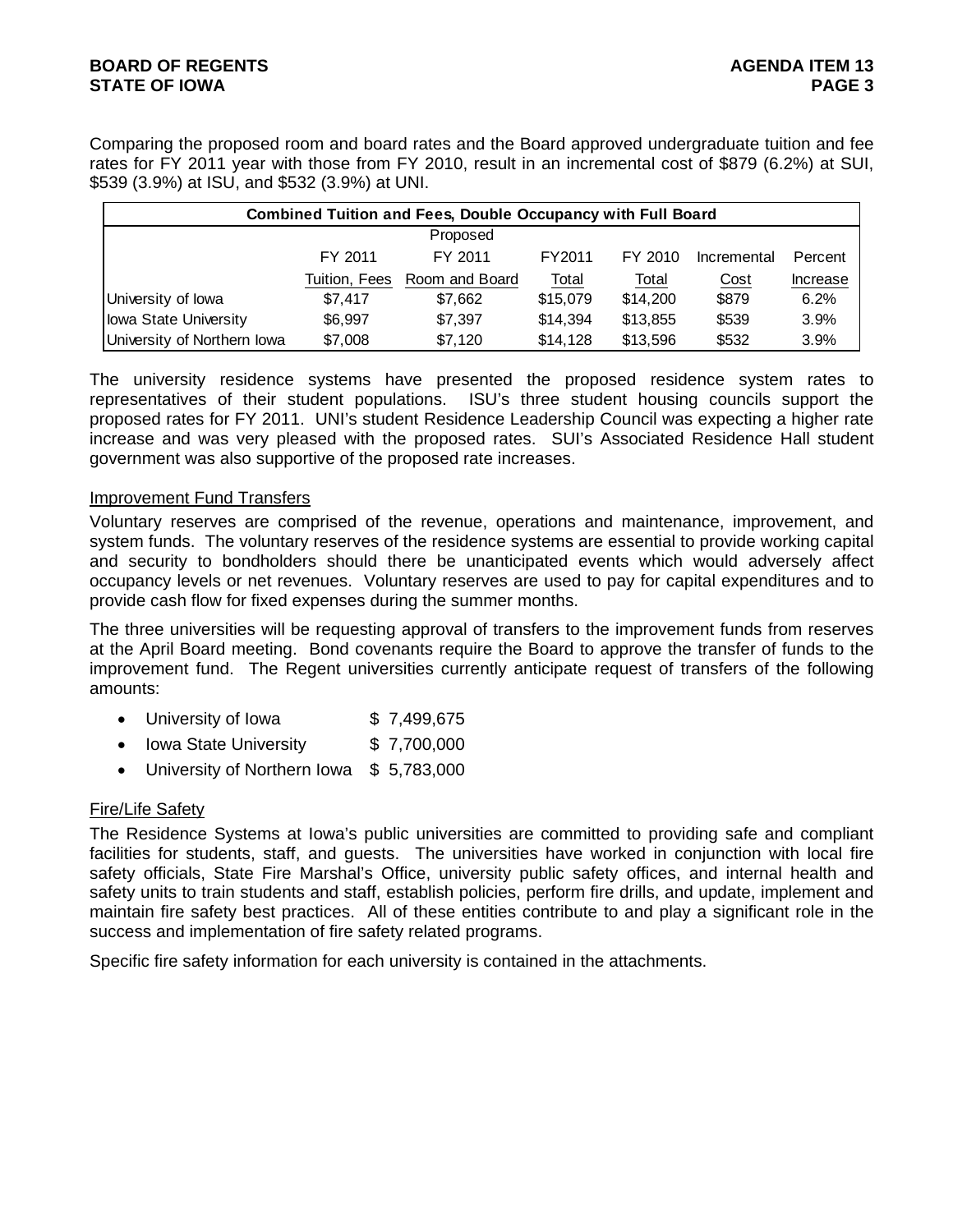Comparing the proposed room and board rates and the Board approved undergraduate tuition and fee rates for FY 2011 year with those from FY 2010, result in an incremental cost of $879 (6.2%) at SUI, $539 (3.9%) at ISU, and $532 (3.9%) at UNI.

| Combined Tuition and Fees, Double Occupancy with Full Board | | | | | | |
|---|---|---|---|---|---|---|
| | | Proposed | | | | |
| | FY 2011 | FY 2011 | FY2011 | FY 2010 | Incremental | Percent |
| | Tuition, Fees | Room and Board | Total | Total | Cost | Increase |
| University of Iowa | $7,417 | $7,662 | $15,079 | $14,200 | $879 | 6.2% |
| Iowa State University | $6,997 | $7,397 | $14,394 | $13,855 | $539 | 3.9% |
| University of Northern Iowa | $7,008 | $7,120 | $14,128 | $13,596 | $532 | 3.9% |

The university residence systems have presented the proposed residence system rates to representatives of their student populations. ISU's three student housing councils support the proposed rates for FY 2011. UNI's student Residence Leadership Council was expecting a higher rate increase and was very pleased with the proposed rates. SUI's Associated Residence Hall student government was also supportive of the proposed rate increases.

Improvement Fund Transfers

Voluntary reserves are comprised of the revenue, operations and maintenance, improvement, and system funds. The voluntary reserves of the residence systems are essential to provide working capital and security to bondholders should there be unanticipated events which would adversely affect occupancy levels or net revenues. Voluntary reserves are used to pay for capital expenditures and to provide cash flow for fixed expenses during the summer months.

The three universities will be requesting approval of transfers to the improvement funds from reserves at the April Board meeting. Bond covenants require the Board to approve the transfer of funds to the improvement fund. The Regent universities currently anticipate request of transfers of the following amounts:

- University of Iowa $ 7,499,675
- Iowa State University $ 7,700,000
- University of Northern Iowa $ 5,783,000

Fire/Life Safety

The Residence Systems at Iowa's public universities are committed to providing safe and compliant facilities for students, staff, and guests. The universities have worked in conjunction with local fire safety officials, State Fire Marshal's Office, university public safety offices, and internal health and safety units to train students and staff, establish policies, perform fire drills, and update, implement and maintain fire safety best practices. All of these entities contribute to and play a significant role in the success and implementation of fire safety related programs.

Specific fire safety information for each university is contained in the attachments.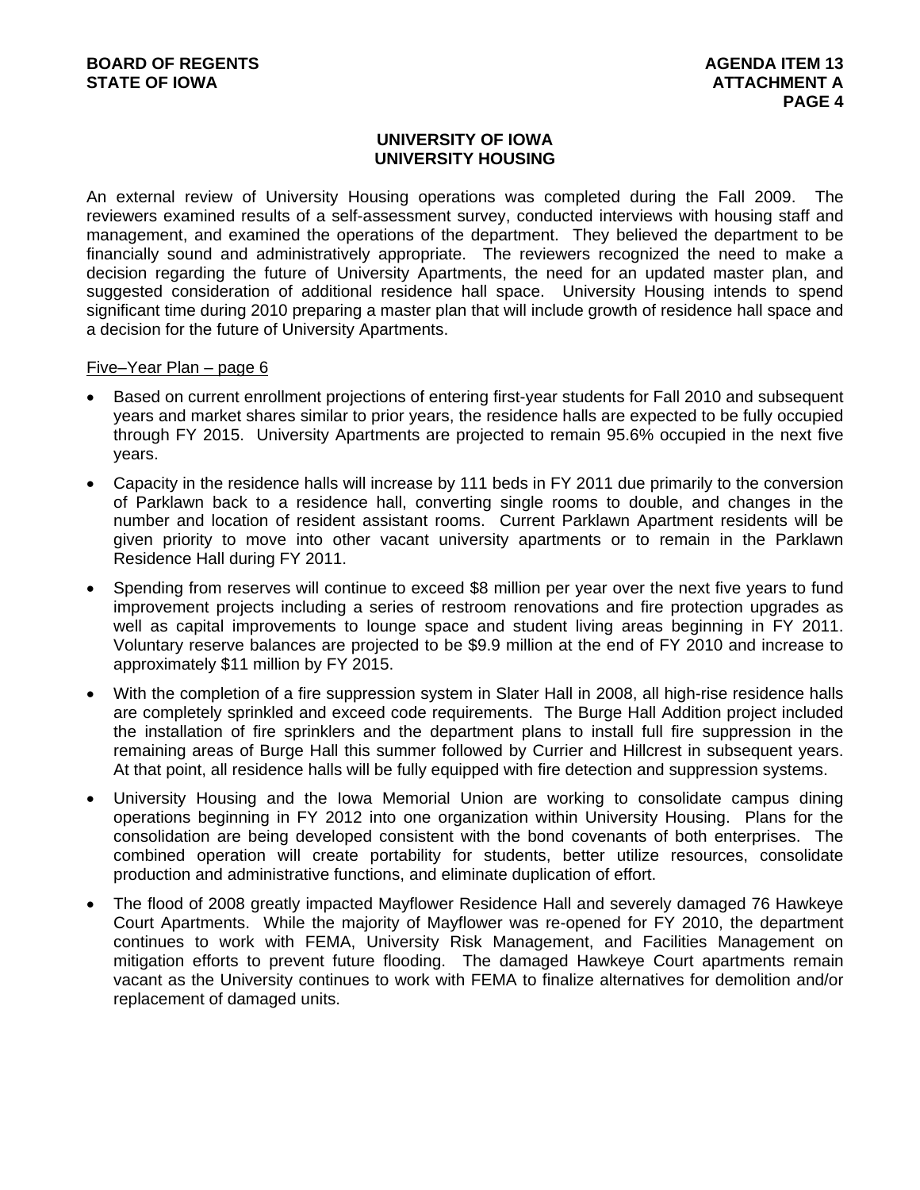## UNIVERSITY OF IOWA
## UNIVERSITY HOUSING

An external review of University Housing operations was completed during the Fall 2009. The reviewers examined results of a self-assessment survey, conducted interviews with housing staff and management, and examined the operations of the department. They believed the department to be financially sound and administratively appropriate. The reviewers recognized the need to make a decision regarding the future of University Apartments, the need for an updated master plan, and suggested consideration of additional residence hall space. University Housing intends to spend significant time during 2010 preparing a master plan that will include growth of residence hall space and a decision for the future of University Apartments.

<u>Five–Year Plan – page 6</u>

- Based on current enrollment projections of entering first-year students for Fall 2010 and subsequent years and market shares similar to prior years, the residence halls are expected to be fully occupied through FY 2015. University Apartments are projected to remain 95.6% occupied in the next five years.
- Capacity in the residence halls will increase by 111 beds in FY 2011 due primarily to the conversion of Parklawn back to a residence hall, converting single rooms to double, and changes in the number and location of resident assistant rooms. Current Parklawn Apartment residents will be given priority to move into other vacant university apartments or to remain in the Parklawn Residence Hall during FY 2011.
- Spending from reserves will continue to exceed $8 million per year over the next five years to fund improvement projects including a series of restroom renovations and fire protection upgrades as well as capital improvements to lounge space and student living areas beginning in FY 2011. Voluntary reserve balances are projected to be $9.9 million at the end of FY 2010 and increase to approximately $11 million by FY 2015.
- With the completion of a fire suppression system in Slater Hall in 2008, all high-rise residence halls are completely sprinkled and exceed code requirements. The Burge Hall Addition project included the installation of fire sprinklers and the department plans to install full fire suppression in the remaining areas of Burge Hall this summer followed by Currier and Hillcrest in subsequent years. At that point, all residence halls will be fully equipped with fire detection and suppression systems.
- University Housing and the Iowa Memorial Union are working to consolidate campus dining operations beginning in FY 2012 into one organization within University Housing. Plans for the consolidation are being developed consistent with the bond covenants of both enterprises. The combined operation will create portability for students, better utilize resources, consolidate production and administrative functions, and eliminate duplication of effort.
- The flood of 2008 greatly impacted Mayflower Residence Hall and severely damaged 76 Hawkeye Court Apartments. While the majority of Mayflower was re-opened for FY 2010, the department continues to work with FEMA, University Risk Management, and Facilities Management on mitigation efforts to prevent future flooding. The damaged Hawkeye Court apartments remain vacant as the University continues to work with FEMA to finalize alternatives for demolition and/or replacement of damaged units.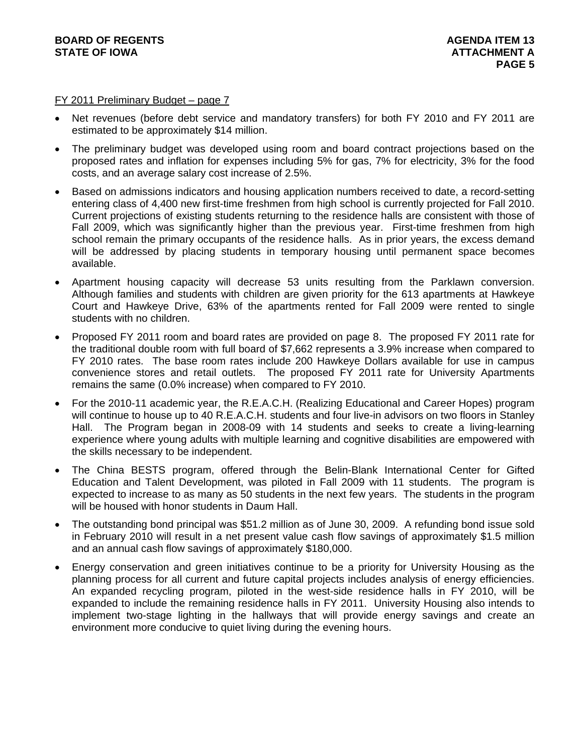FY 2011 Preliminary Budget – page 7

- Net revenues (before debt service and mandatory transfers) for both FY 2010 and FY 2011 are estimated to be approximately $14 million.
- The preliminary budget was developed using room and board contract projections based on the proposed rates and inflation for expenses including 5% for gas, 7% for electricity, 3% for the food costs, and an average salary cost increase of 2.5%.
- Based on admissions indicators and housing application numbers received to date, a record-setting entering class of 4,400 new first-time freshmen from high school is currently projected for Fall 2010. Current projections of existing students returning to the residence halls are consistent with those of Fall 2009, which was significantly higher than the previous year. First-time freshmen from high school remain the primary occupants of the residence halls. As in prior years, the excess demand will be addressed by placing students in temporary housing until permanent space becomes available.
- Apartment housing capacity will decrease 53 units resulting from the Parklawn conversion. Although families and students with children are given priority for the 613 apartments at Hawkeye Court and Hawkeye Drive, 63% of the apartments rented for Fall 2009 were rented to single students with no children.
- Proposed FY 2011 room and board rates are provided on page 8. The proposed FY 2011 rate for the traditional double room with full board of $7,662 represents a 3.9% increase when compared to FY 2010 rates. The base room rates include 200 Hawkeye Dollars available for use in campus convenience stores and retail outlets. The proposed FY 2011 rate for University Apartments remains the same (0.0% increase) when compared to FY 2010.
- For the 2010-11 academic year, the R.E.A.C.H. (Realizing Educational and Career Hopes) program will continue to house up to 40 R.E.A.C.H. students and four live-in advisors on two floors in Stanley Hall. The Program began in 2008-09 with 14 students and seeks to create a living-learning experience where young adults with multiple learning and cognitive disabilities are empowered with the skills necessary to be independent.
- The China BESTS program, offered through the Belin-Blank International Center for Gifted Education and Talent Development, was piloted in Fall 2009 with 11 students. The program is expected to increase to as many as 50 students in the next few years. The students in the program will be housed with honor students in Daum Hall.
- The outstanding bond principal was $51.2 million as of June 30, 2009. A refunding bond issue sold in February 2010 will result in a net present value cash flow savings of approximately $1.5 million and an annual cash flow savings of approximately $180,000.
- Energy conservation and green initiatives continue to be a priority for University Housing as the planning process for all current and future capital projects includes analysis of energy efficiencies. An expanded recycling program, piloted in the west-side residence halls in FY 2010, will be expanded to include the remaining residence halls in FY 2011. University Housing also intends to implement two-stage lighting in the hallways that will provide energy savings and create an environment more conducive to quiet living during the evening hours.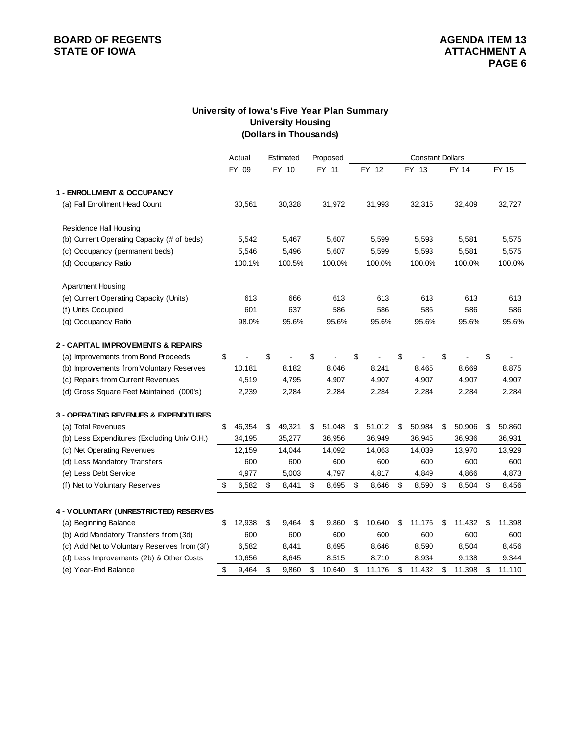**BOARD OF REGENTS**
**STATE OF IOWA**

**AGENDA ITEM 13**
**ATTACHMENT A**

## University of Iowa's Five Year Plan Summary
## University Housing
## (Dollars in Thousands)

| | Actual | Estimated | Proposed | Constant Dollars | | | |
|---|---|---|---|---|---|---|---|
| | FY 09 | FY 10 | FY 11 | FY 12 | FY 13 | FY 14 | FY 15 |
| **1 - ENROLLMENT & OCCUPANCY** | | | | | | | |
| (a) Fall Enrollment Head Count | 30,561 | 30,328 | 31,972 | 31,993 | 32,315 | 32,409 | 32,727 |
| Residence Hall Housing | | | | | | | |
| (b) Current Operating Capacity (# of beds) | 5,542 | 5,467 | 5,607 | 5,599 | 5,593 | 5,581 | 5,575 |
| (c) Occupancy (permanent beds) | 5,546 | 5,496 | 5,607 | 5,599 | 5,593 | 5,581 | 5,575 |
| (d) Occupancy Ratio | 100.1% | 100.5% | 100.0% | 100.0% | 100.0% | 100.0% | 100.0% |
| Apartment Housing | | | | | | | |
| (e) Current Operating Capacity (Units) | 613 | 666 | 613 | 613 | 613 | 613 | 613 |
| (f) Units Occupied | 601 | 637 | 586 | 586 | 586 | 586 | 586 |
| (g) Occupancy Ratio | 98.0% | 95.6% | 95.6% | 95.6% | 95.6% | 95.6% | 95.6% |
| **2 - CAPITAL IMPROVEMENTS & REPAIRS** | | | | | | | |
| (a) Improvements from Bond Proceeds | $ - | $ - | $ - | $ - | $ - | $ - | $ - |
| (b) Improvements from Voluntary Reserves | 10,181 | 8,182 | 8,046 | 8,241 | 8,465 | 8,669 | 8,875 |
| (c) Repairs from Current Revenues | 4,519 | 4,795 | 4,907 | 4,907 | 4,907 | 4,907 | 4,907 |
| (d) Gross Square Feet Maintained (000's) | 2,239 | 2,284 | 2,284 | 2,284 | 2,284 | 2,284 | 2,284 |
| **3 - OPERATING REVENUES & EXPENDITURES** | | | | | | | |
| (a) Total Revenues | $ 46,354 | $ 49,321 | $ 51,048 | $ 51,012 | $ 50,984 | $ 50,906 | $ 50,860 |
| (b) Less Expenditures (Excluding Univ O.H.) | 34,195 | 35,277 | 36,956 | 36,949 | 36,945 | 36,936 | 36,931 |
| (c) Net Operating Revenues | 12,159 | 14,044 | 14,092 | 14,063 | 14,039 | 13,970 | 13,929 |
| (d) Less Mandatory Transfers | 600 | 600 | 600 | 600 | 600 | 600 | 600 |
| (e) Less Debt Service | 4,977 | 5,003 | 4,797 | 4,817 | 4,849 | 4,866 | 4,873 |
| (f) Net to Voluntary Reserves | $ 6,582 | $ 8,441 | $ 8,695 | $ 8,646 | $ 8,590 | $ 8,504 | $ 8,456 |
| **4 - VOLUNTARY (UNRESTRICTED) RESERVES** | | | | | | | |
| (a) Beginning Balance | $ 12,938 | $ 9,464 | $ 9,860 | $ 10,640 | $ 11,176 | $ 11,432 | $ 11,398 |
| (b) Add Mandatory Transfers from (3d) | 600 | 600 | 600 | 600 | 600 | 600 | 600 |
| (c) Add Net to Voluntary Reserves from (3f) | 6,582 | 8,441 | 8,695 | 8,646 | 8,590 | 8,504 | 8,456 |
| (d) Less Improvements (2b) & Other Costs | 10,656 | 8,645 | 8,515 | 8,710 | 8,934 | 9,138 | 9,344 |
| (e) Year-End Balance | $ 9,464 | $ 9,860 | $ 10,640 | $ 11,176 | $ 11,432 | $ 11,398 | $ 11,110 |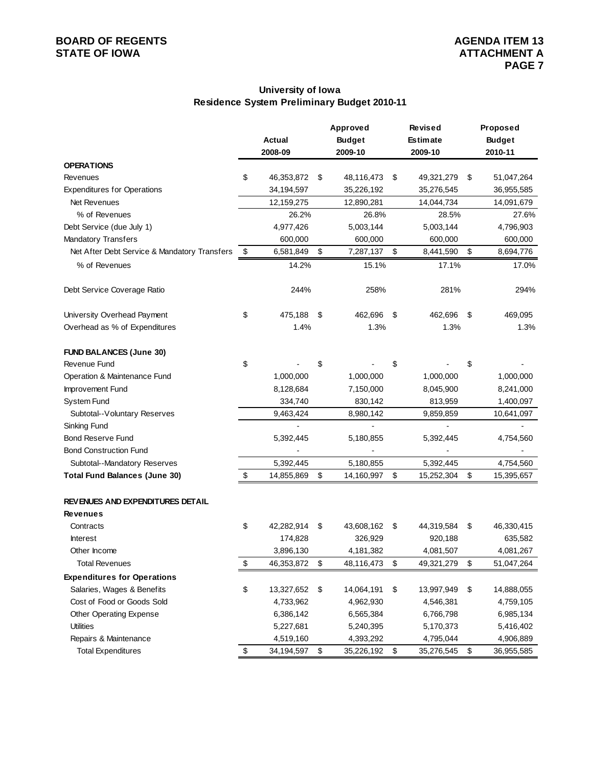**BOARD OF REGENTS**
**STATE OF IOWA**

**AGENDA ITEM 13**
**ATTACHMENT A**
**PAGE 7**

## University of Iowa
## Residence System Preliminary Budget 2010-11

| | Actual 2008-09 | Approved Budget 2009-10 | Revised Estimate 2009-10 | Proposed Budget 2010-11 |
|---|---|---|---|---|
| **OPERATIONS** | | | | |
| Revenues | $ 46,353,872 | $ 48,116,473 | $ 49,321,279 | $ 51,047,264 |
| Expenditures for Operations | 34,194,597 | 35,226,192 | 35,276,545 | 36,955,585 |
| Net Revenues | 12,159,275 | 12,890,281 | 14,044,734 | 14,091,679 |
| % of Revenues | 26.2% | 26.8% | 28.5% | 27.6% |
| Debt Service (due July 1) | 4,977,426 | 5,003,144 | 5,003,144 | 4,796,903 |
| Mandatory Transfers | 600,000 | 600,000 | 600,000 | 600,000 |
| Net After Debt Service & Mandatory Transfers | $ 6,581,849 | $ 7,287,137 | $ 8,441,590 | $ 8,694,776 |
| % of Revenues | 14.2% | 15.1% | 17.1% | 17.0% |
| Debt Service Coverage Ratio | 244% | 258% | 281% | 294% |
| University Overhead Payment | $ 475,188 | $ 462,696 | $ 462,696 | $ 469,095 |
| Overhead as % of Expenditures | 1.4% | 1.3% | 1.3% | 1.3% |
| **FUND BALANCES (June 30)** | | | | |
| Revenue Fund | $ - | $ - | $ - | $ - |
| Operation & Maintenance Fund | 1,000,000 | 1,000,000 | 1,000,000 | 1,000,000 |
| Improvement Fund | 8,128,684 | 7,150,000 | 8,045,900 | 8,241,000 |
| System Fund | 334,740 | 830,142 | 813,959 | 1,400,097 |
| Subtotal--Voluntary Reserves | 9,463,424 | 8,980,142 | 9,859,859 | 10,641,097 |
| Sinking Fund | - | - | - | - |
| Bond Reserve Fund | 5,392,445 | 5,180,855 | 5,392,445 | 4,754,560 |
| Bond Construction Fund | - | - | - | - |
| Subtotal--Mandatory Reserves | 5,392,445 | 5,180,855 | 5,392,445 | 4,754,560 |
| **Total Fund Balances (June 30)** | $ 14,855,869 | $ 14,160,997 | $ 15,252,304 | $ 15,395,657 |
| **REVENUES AND EXPENDITURES DETAIL** | | | | |
| **Revenues** | | | | |
| Contracts | $ 42,282,914 | $ 43,608,162 | $ 44,319,584 | $ 46,330,415 |
| Interest | 174,828 | 326,929 | 920,188 | 635,582 |
| Other Income | 3,896,130 | 4,181,382 | 4,081,507 | 4,081,267 |
| Total Revenues | $ 46,353,872 | $ 48,116,473 | $ 49,321,279 | $ 51,047,264 |
| **Expenditures for Operations** | | | | |
| Salaries, Wages & Benefits | $ 13,327,652 | $ 14,064,191 | $ 13,997,949 | $ 14,888,055 |
| Cost of Food or Goods Sold | 4,733,962 | 4,962,930 | 4,546,381 | 4,759,105 |
| Other Operating Expense | 6,386,142 | 6,565,384 | 6,766,798 | 6,985,134 |
| Utilities | 5,227,681 | 5,240,395 | 5,170,373 | 5,416,402 |
| Repairs & Maintenance | 4,519,160 | 4,393,292 | 4,795,044 | 4,906,889 |
| Total Expenditures | $ 34,194,597 | $ 35,226,192 | $ 35,276,545 | $ 36,955,585 |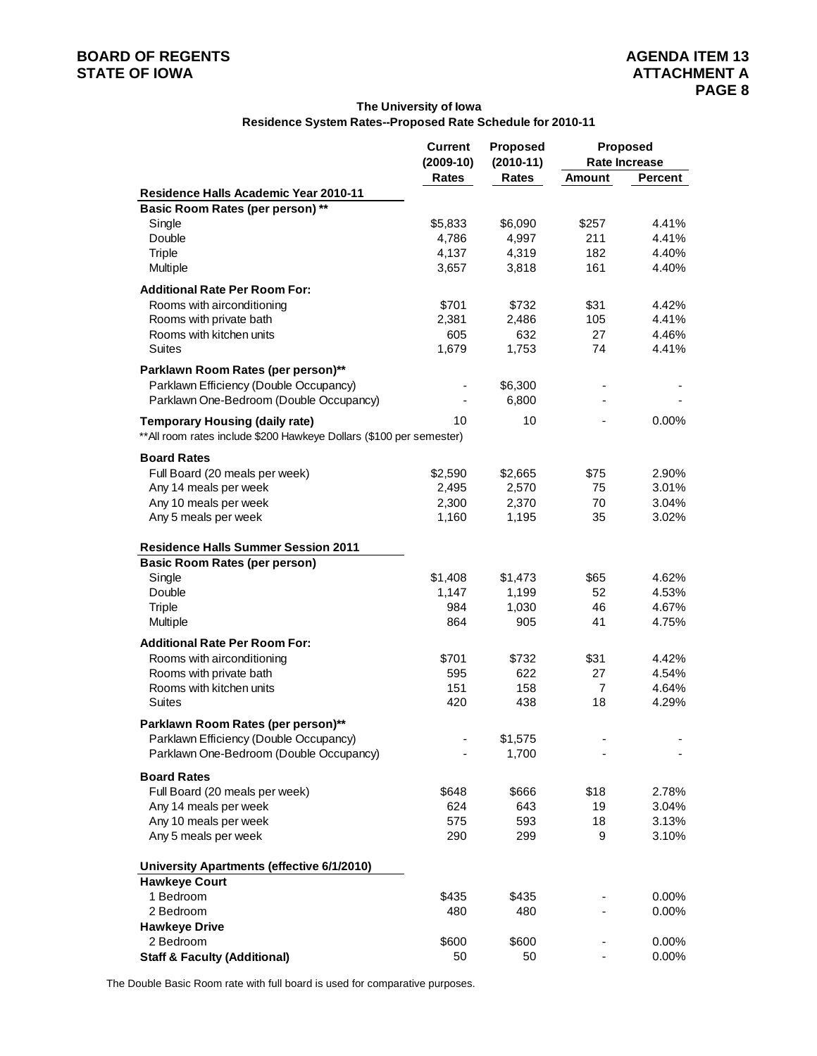**The University of Iowa**
**Residence System Rates--Proposed Rate Schedule for 2010-11**

| | Current (2009-10) Rates | Proposed (2010-11) Rates | Proposed Rate Increase Amount | Percent |
|---|---|---|---|---|
| **Residence Halls Academic Year 2010-11** | | | | |
| **Basic Room Rates (per person) \*\*** | | | | |
| Single | $5,833 | $6,090 | $257 | 4.41% |
| Double | 4,786 | 4,997 | 211 | 4.41% |
| Triple | 4,137 | 4,319 | 182 | 4.40% |
| Multiple | 3,657 | 3,818 | 161 | 4.40% |
| **Additional Rate Per Room For:** | | | | |
| Rooms with airconditioning | $701 | $732 | $31 | 4.42% |
| Rooms with private bath | 2,381 | 2,486 | 105 | 4.41% |
| Rooms with kitchen units | 605 | 632 | 27 | 4.46% |
| Suites | 1,679 | 1,753 | 74 | 4.41% |
| **Parklawn Room Rates (per person)\*\*** | | | | |
| Parklawn Efficiency (Double Occupancy) | - | $6,300 | - | - |
| Parklawn One-Bedroom (Double Occupancy) | - | 6,800 | - | - |
| **Temporary Housing (daily rate)** | 10 | 10 | - | 0.00% |
| \*\*All room rates include $200 Hawkeye Dollars ($100 per semester) | | | | |
| **Board Rates** | | | | |
| Full Board (20 meals per week) | $2,590 | $2,665 | $75 | 2.90% |
| Any 14 meals per week | 2,495 | 2,570 | 75 | 3.01% |
| Any 10 meals per week | 2,300 | 2,370 | 70 | 3.04% |
| Any 5 meals per week | 1,160 | 1,195 | 35 | 3.02% |
| **Residence Halls Summer Session 2011** | | | | |
| **Basic Room Rates (per person)** | | | | |
| Single | $1,408 | $1,473 | $65 | 4.62% |
| Double | 1,147 | 1,199 | 52 | 4.53% |
| Triple | 984 | 1,030 | 46 | 4.67% |
| Multiple | 864 | 905 | 41 | 4.75% |
| **Additional Rate Per Room For:** | | | | |
| Rooms with airconditioning | $701 | $732 | $31 | 4.42% |
| Rooms with private bath | 595 | 622 | 27 | 4.54% |
| Rooms with kitchen units | 151 | 158 | 7 | 4.64% |
| Suites | 420 | 438 | 18 | 4.29% |
| **Parklawn Room Rates (per person)\*\*** | | | | |
| Parklawn Efficiency (Double Occupancy) | - | $1,575 | - | - |
| Parklawn One-Bedroom (Double Occupancy) | - | 1,700 | - | - |
| **Board Rates** | | | | |
| Full Board (20 meals per week) | $648 | $666 | $18 | 2.78% |
| Any 14 meals per week | 624 | 643 | 19 | 3.04% |
| Any 10 meals per week | 575 | 593 | 18 | 3.13% |
| Any 5 meals per week | 290 | 299 | 9 | 3.10% |
| **University Apartments (effective 6/1/2010)** | | | | |
| **Hawkeye Court** | | | | |
| 1 Bedroom | $435 | $435 | - | 0.00% |
| 2 Bedroom | 480 | 480 | - | 0.00% |
| **Hawkeye Drive** | | | | |
| 2 Bedroom | $600 | $600 | - | 0.00% |
| **Staff & Faculty (Additional)** | 50 | 50 | - | 0.00% |

The Double Basic Room rate with full board is used for comparative purposes.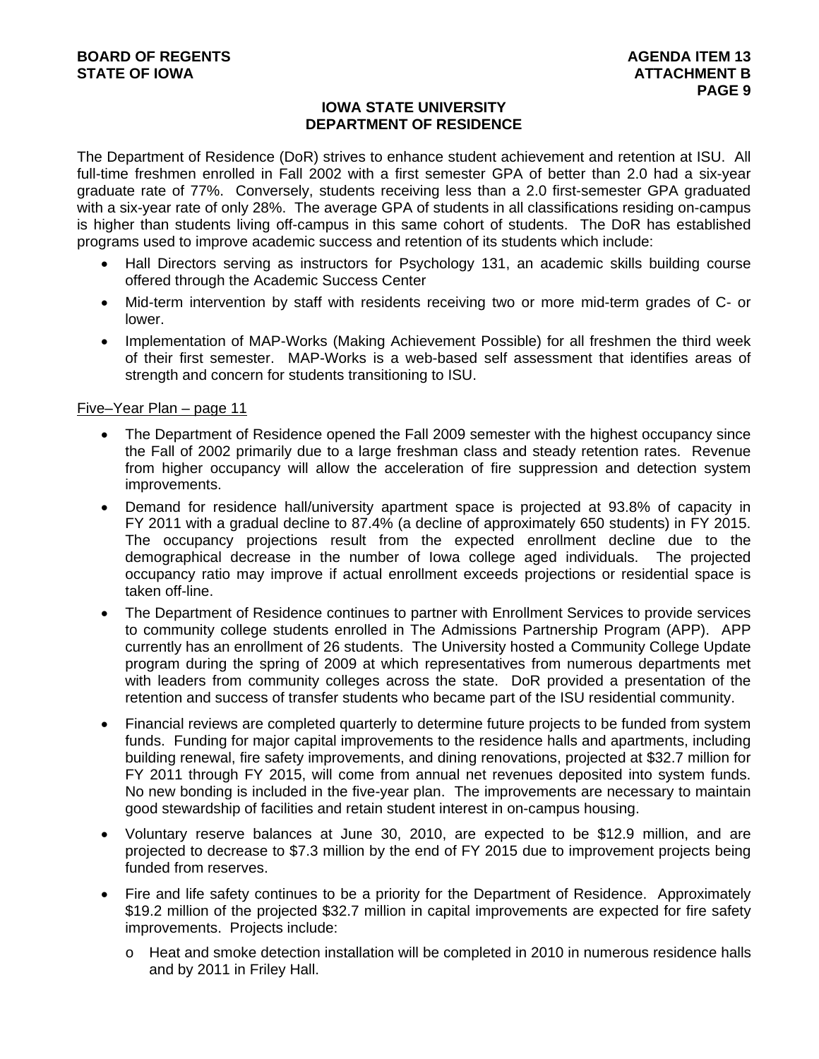## IOWA STATE UNIVERSITY
## DEPARTMENT OF RESIDENCE

The Department of Residence (DoR) strives to enhance student achievement and retention at ISU. All full-time freshmen enrolled in Fall 2002 with a first semester GPA of better than 2.0 had a six-year graduate rate of 77%. Conversely, students receiving less than a 2.0 first-semester GPA graduated with a six-year rate of only 28%. The average GPA of students in all classifications residing on-campus is higher than students living off-campus in this same cohort of students. The DoR has established programs used to improve academic success and retention of its students which include:

- Hall Directors serving as instructors for Psychology 131, an academic skills building course offered through the Academic Success Center
- Mid-term intervention by staff with residents receiving two or more mid-term grades of C- or lower.
- Implementation of MAP-Works (Making Achievement Possible) for all freshmen the third week of their first semester. MAP-Works is a web-based self assessment that identifies areas of strength and concern for students transitioning to ISU.

Five–Year Plan – page 11

- The Department of Residence opened the Fall 2009 semester with the highest occupancy since the Fall of 2002 primarily due to a large freshman class and steady retention rates. Revenue from higher occupancy will allow the acceleration of fire suppression and detection system improvements.
- Demand for residence hall/university apartment space is projected at 93.8% of capacity in FY 2011 with a gradual decline to 87.4% (a decline of approximately 650 students) in FY 2015. The occupancy projections result from the expected enrollment decline due to the demographical decrease in the number of Iowa college aged individuals. The projected occupancy ratio may improve if actual enrollment exceeds projections or residential space is taken off-line.
- The Department of Residence continues to partner with Enrollment Services to provide services to community college students enrolled in The Admissions Partnership Program (APP). APP currently has an enrollment of 26 students. The University hosted a Community College Update program during the spring of 2009 at which representatives from numerous departments met with leaders from community colleges across the state. DoR provided a presentation of the retention and success of transfer students who became part of the ISU residential community.
- Financial reviews are completed quarterly to determine future projects to be funded from system funds. Funding for major capital improvements to the residence halls and apartments, including building renewal, fire safety improvements, and dining renovations, projected at $32.7 million for FY 2011 through FY 2015, will come from annual net revenues deposited into system funds. No new bonding is included in the five-year plan. The improvements are necessary to maintain good stewardship of facilities and retain student interest in on-campus housing.
- Voluntary reserve balances at June 30, 2010, are expected to be $12.9 million, and are projected to decrease to $7.3 million by the end of FY 2015 due to improvement projects being funded from reserves.
- Fire and life safety continues to be a priority for the Department of Residence. Approximately $19.2 million of the projected $32.7 million in capital improvements are expected for fire safety improvements. Projects include:
  - Heat and smoke detection installation will be completed in 2010 in numerous residence halls and by 2011 in Friley Hall.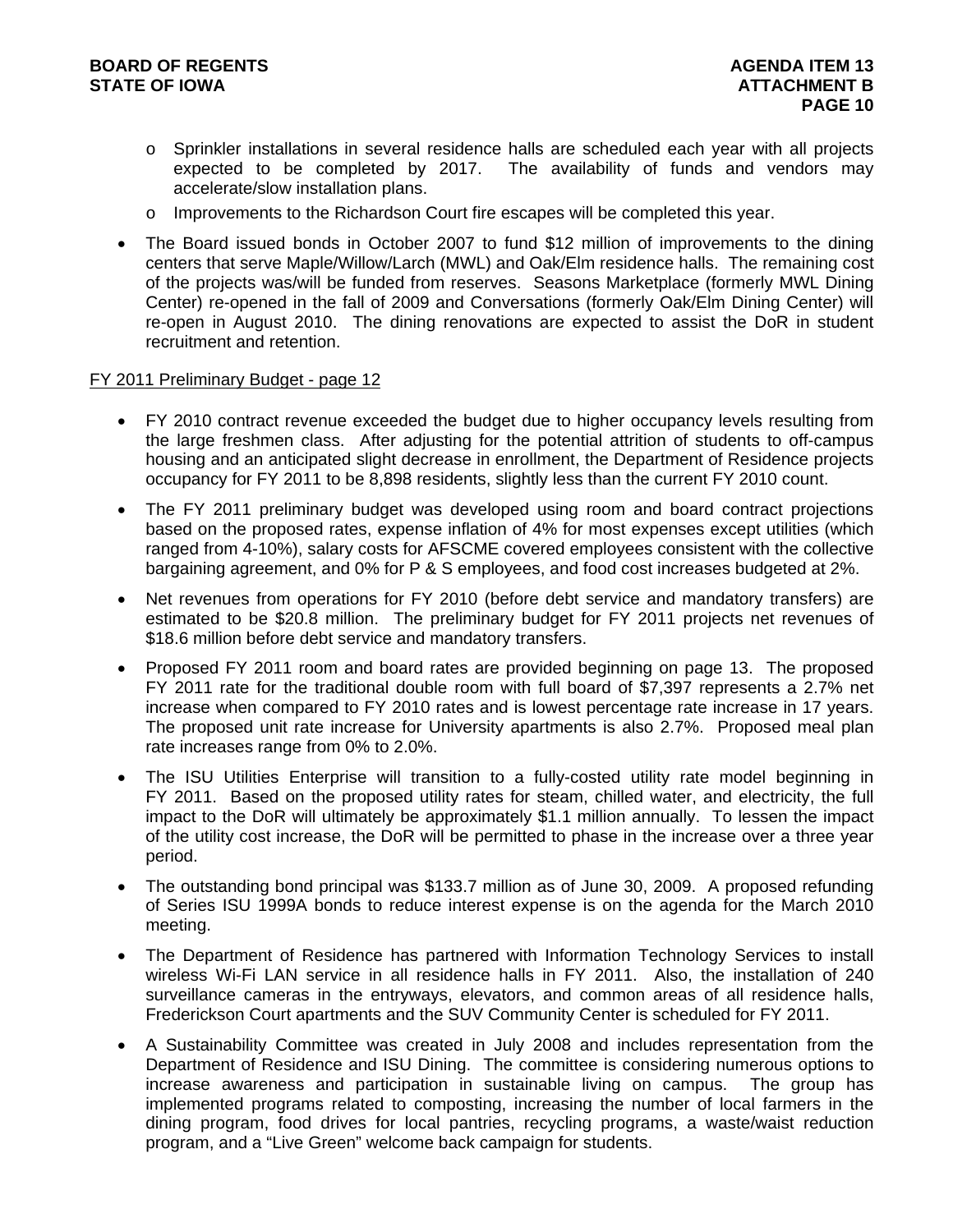- Sprinkler installations in several residence halls are scheduled each year with all projects expected to be completed by 2017. The availability of funds and vendors may accelerate/slow installation plans.
- Improvements to the Richardson Court fire escapes will be completed this year.

- The Board issued bonds in October 2007 to fund $12 million of improvements to the dining centers that serve Maple/Willow/Larch (MWL) and Oak/Elm residence halls. The remaining cost of the projects was/will be funded from reserves. Seasons Marketplace (formerly MWL Dining Center) re-opened in the fall of 2009 and Conversations (formerly Oak/Elm Dining Center) will re-open in August 2010. The dining renovations are expected to assist the DoR in student recruitment and retention.

<u>FY 2011 Preliminary Budget - page 12</u>

- FY 2010 contract revenue exceeded the budget due to higher occupancy levels resulting from the large freshmen class. After adjusting for the potential attrition of students to off-campus housing and an anticipated slight decrease in enrollment, the Department of Residence projects occupancy for FY 2011 to be 8,898 residents, slightly less than the current FY 2010 count.
- The FY 2011 preliminary budget was developed using room and board contract projections based on the proposed rates, expense inflation of 4% for most expenses except utilities (which ranged from 4-10%), salary costs for AFSCME covered employees consistent with the collective bargaining agreement, and 0% for P & S employees, and food cost increases budgeted at 2%.
- Net revenues from operations for FY 2010 (before debt service and mandatory transfers) are estimated to be $20.8 million. The preliminary budget for FY 2011 projects net revenues of $18.6 million before debt service and mandatory transfers.
- Proposed FY 2011 room and board rates are provided beginning on page 13. The proposed FY 2011 rate for the traditional double room with full board of $7,397 represents a 2.7% net increase when compared to FY 2010 rates and is lowest percentage rate increase in 17 years. The proposed unit rate increase for University apartments is also 2.7%. Proposed meal plan rate increases range from 0% to 2.0%.
- The ISU Utilities Enterprise will transition to a fully-costed utility rate model beginning in FY 2011. Based on the proposed utility rates for steam, chilled water, and electricity, the full impact to the DoR will ultimately be approximately $1.1 million annually. To lessen the impact of the utility cost increase, the DoR will be permitted to phase in the increase over a three year period.
- The outstanding bond principal was $133.7 million as of June 30, 2009. A proposed refunding of Series ISU 1999A bonds to reduce interest expense is on the agenda for the March 2010 meeting.
- The Department of Residence has partnered with Information Technology Services to install wireless Wi-Fi LAN service in all residence halls in FY 2011. Also, the installation of 240 surveillance cameras in the entryways, elevators, and common areas of all residence halls, Frederickson Court apartments and the SUV Community Center is scheduled for FY 2011.
- A Sustainability Committee was created in July 2008 and includes representation from the Department of Residence and ISU Dining. The committee is considering numerous options to increase awareness and participation in sustainable living on campus. The group has implemented programs related to composting, increasing the number of local farmers in the dining program, food drives for local pantries, recycling programs, a waste/waist reduction program, and a "Live Green" welcome back campaign for students.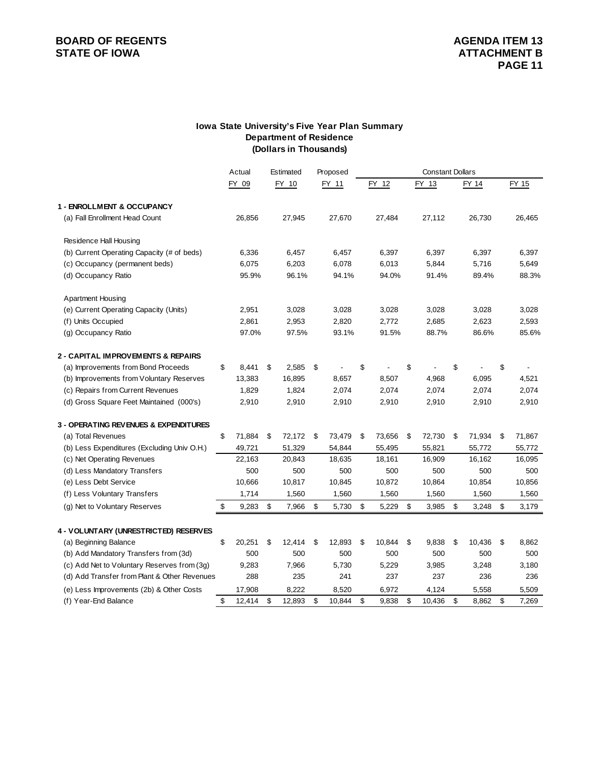**BOARD OF REGENTS**
**STATE OF IOWA**

**AGENDA ITEM 13**
**ATTACHMENT B**
**PAGE 11**

### Iowa State University's Five Year Plan Summary
### Department of Residence
### (Dollars in Thousands)

| | Actual | Estimated | Proposed | Constant Dollars | | | |
|---|---|---|---|---|---|---|---|
| | FY 09 | FY 10 | FY 11 | FY 12 | FY 13 | FY 14 | FY 15 |
| **1 - ENROLLMENT & OCCUPANCY** | | | | | | | |
| (a) Fall Enrollment Head Count | 26,856 | 27,945 | 27,670 | 27,484 | 27,112 | 26,730 | 26,465 |
| Residence Hall Housing | | | | | | | |
| (b) Current Operating Capacity (# of beds) | 6,336 | 6,457 | 6,457 | 6,397 | 6,397 | 6,397 | 6,397 |
| (c) Occupancy (permanent beds) | 6,075 | 6,203 | 6,078 | 6,013 | 5,844 | 5,716 | 5,649 |
| (d) Occupancy Ratio | 95.9% | 96.1% | 94.1% | 94.0% | 91.4% | 89.4% | 88.3% |
| Apartment Housing | | | | | | | |
| (e) Current Operating Capacity (Units) | 2,951 | 3,028 | 3,028 | 3,028 | 3,028 | 3,028 | 3,028 |
| (f) Units Occupied | 2,861 | 2,953 | 2,820 | 2,772 | 2,685 | 2,623 | 2,593 |
| (g) Occupancy Ratio | 97.0% | 97.5% | 93.1% | 91.5% | 88.7% | 86.6% | 85.6% |
| **2 - CAPITAL IMPROVEMENTS & REPAIRS** | | | | | | | |
| (a) Improvements from Bond Proceeds | $ 8,441 | $ 2,585 | $ - | $ - | $ - | $ - | $ - |
| (b) Improvements from Voluntary Reserves | 13,383 | 16,895 | 8,657 | 8,507 | 4,968 | 6,095 | 4,521 |
| (c) Repairs from Current Revenues | 1,829 | 1,824 | 2,074 | 2,074 | 2,074 | 2,074 | 2,074 |
| (d) Gross Square Feet Maintained (000's) | 2,910 | 2,910 | 2,910 | 2,910 | 2,910 | 2,910 | 2,910 |
| **3 - OPERATING REVENUES & EXPENDITURES** | | | | | | | |
| (a) Total Revenues | $ 71,884 | $ 72,172 | $ 73,479 | $ 73,656 | $ 72,730 | $ 71,934 | $ 71,867 |
| (b) Less Expenditures (Excluding Univ O.H.) | 49,721 | 51,329 | 54,844 | 55,495 | 55,821 | 55,772 | 55,772 |
| (c) Net Operating Revenues | 22,163 | 20,843 | 18,635 | 18,161 | 16,909 | 16,162 | 16,095 |
| (d) Less Mandatory Transfers | 500 | 500 | 500 | 500 | 500 | 500 | 500 |
| (e) Less Debt Service | 10,666 | 10,817 | 10,845 | 10,872 | 10,864 | 10,854 | 10,856 |
| (f) Less Voluntary Transfers | 1,714 | 1,560 | 1,560 | 1,560 | 1,560 | 1,560 | 1,560 |
| (g) Net to Voluntary Reserves | $ 9,283 | $ 7,966 | $ 5,730 | $ 5,229 | $ 3,985 | $ 3,248 | $ 3,179 |
| **4 - VOLUNTARY (UNRESTRICTED) RESERVES** | | | | | | | |
| (a) Beginning Balance | $ 20,251 | $ 12,414 | $ 12,893 | $ 10,844 | $ 9,838 | $ 10,436 | $ 8,862 |
| (b) Add Mandatory Transfers from (3d) | 500 | 500 | 500 | 500 | 500 | 500 | 500 |
| (c) Add Net to Voluntary Reserves from (3g) | 9,283 | 7,966 | 5,730 | 5,229 | 3,985 | 3,248 | 3,180 |
| (d) Add Transfer from Plant & Other Revenues | 288 | 235 | 241 | 237 | 237 | 236 | 236 |
| (e) Less Improvements (2b) & Other Costs | 17,908 | 8,222 | 8,520 | 6,972 | 4,124 | 5,558 | 5,509 |
| (f) Year-End Balance | $ 12,414 | $ 12,893 | $ 10,844 | $ 9,838 | $ 10,436 | $ 8,862 | $ 7,269 |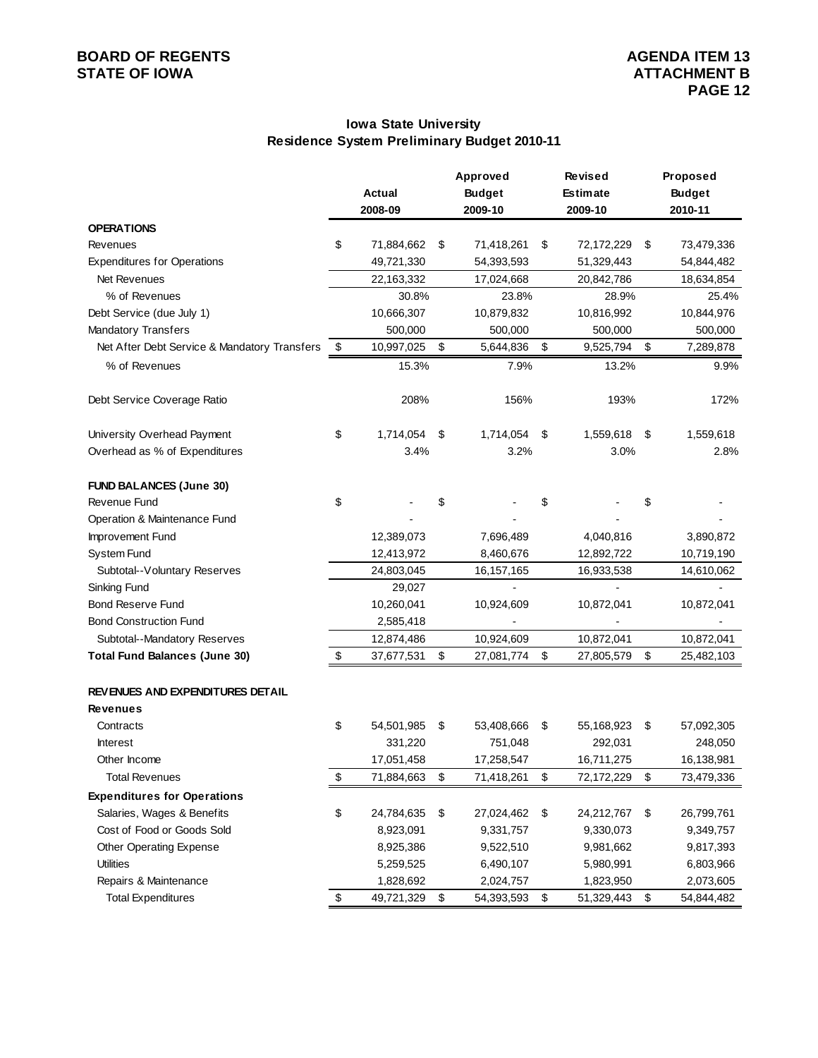BOARD OF REGENTS
STATE OF IOWA

AGENDA ITEM 13
ATTACHMENT B
PAGE 12

## Iowa State University
## Residence System Preliminary Budget 2010-11

| | Actual 2008-09 | Approved Budget 2009-10 | Revised Estimate 2009-10 | Proposed Budget 2010-11 |
|---|---|---|---|---|
| **OPERATIONS** | | | | |
| Revenues | $ 71,884,662 | $ 71,418,261 | $ 72,172,229 | $ 73,479,336 |
| Expenditures for Operations | 49,721,330 | 54,393,593 | 51,329,443 | 54,844,482 |
| Net Revenues | 22,163,332 | 17,024,668 | 20,842,786 | 18,634,854 |
| % of Revenues | 30.8% | 23.8% | 28.9% | 25.4% |
| Debt Service (due July 1) | 10,666,307 | 10,879,832 | 10,816,992 | 10,844,976 |
| Mandatory Transfers | 500,000 | 500,000 | 500,000 | 500,000 |
| Net After Debt Service & Mandatory Transfers | $ 10,997,025 | $ 5,644,836 | $ 9,525,794 | $ 7,289,878 |
| % of Revenues | 15.3% | 7.9% | 13.2% | 9.9% |
| Debt Service Coverage Ratio | 208% | 156% | 193% | 172% |
| University Overhead Payment | $ 1,714,054 | $ 1,714,054 | $ 1,559,618 | $ 1,559,618 |
| Overhead as % of Expenditures | 3.4% | 3.2% | 3.0% | 2.8% |
| **FUND BALANCES (June 30)** | | | | |
| Revenue Fund | $ - | $ - | $ - | $ - |
| Operation & Maintenance Fund | - | - | - | - |
| Improvement Fund | 12,389,073 | 7,696,489 | 4,040,816 | 3,890,872 |
| System Fund | 12,413,972 | 8,460,676 | 12,892,722 | 10,719,190 |
| Subtotal--Voluntary Reserves | 24,803,045 | 16,157,165 | 16,933,538 | 14,610,062 |
| Sinking Fund | 29,027 | - | - | - |
| Bond Reserve Fund | 10,260,041 | 10,924,609 | 10,872,041 | 10,872,041 |
| Bond Construction Fund | 2,585,418 | - | - | - |
| Subtotal--Mandatory Reserves | 12,874,486 | 10,924,609 | 10,872,041 | 10,872,041 |
| **Total Fund Balances (June 30)** | $ 37,677,531 | $ 27,081,774 | $ 27,805,579 | $ 25,482,103 |
| **REVENUES AND EXPENDITURES DETAIL** | | | | |
| **Revenues** | | | | |
| Contracts | $ 54,501,985 | $ 53,408,666 | $ 55,168,923 | $ 57,092,305 |
| Interest | 331,220 | 751,048 | 292,031 | 248,050 |
| Other Income | 17,051,458 | 17,258,547 | 16,711,275 | 16,138,981 |
| Total Revenues | $ 71,884,663 | $ 71,418,261 | $ 72,172,229 | $ 73,479,336 |
| **Expenditures for Operations** | | | | |
| Salaries, Wages & Benefits | $ 24,784,635 | $ 27,024,462 | $ 24,212,767 | $ 26,799,761 |
| Cost of Food or Goods Sold | 8,923,091 | 9,331,757 | 9,330,073 | 9,349,757 |
| Other Operating Expense | 8,925,386 | 9,522,510 | 9,981,662 | 9,817,393 |
| Utilities | 5,259,525 | 6,490,107 | 5,980,991 | 6,803,966 |
| Repairs & Maintenance | 1,828,692 | 2,024,757 | 1,823,950 | 2,073,605 |
| Total Expenditures | $ 49,721,329 | $ 54,393,593 | $ 51,329,443 | $ 54,844,482 |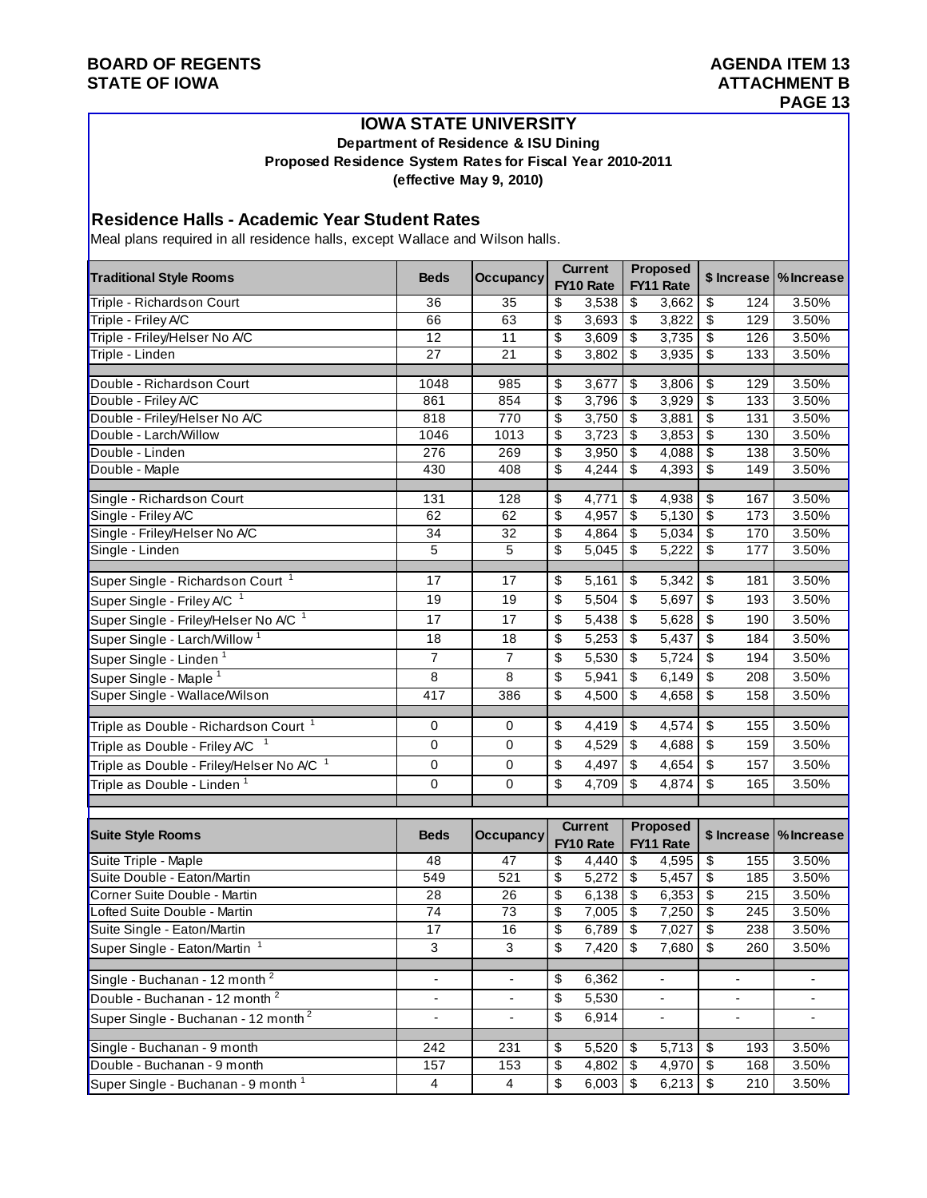**BOARD OF REGENTS**
**STATE OF IOWA**

**AGENDA ITEM 13**
**ATTACHMENT B**

## IOWA STATE UNIVERSITY

**Department of Residence & ISU Dining**
**Proposed Residence System Rates for Fiscal Year 2010-2011**
**(effective May 9, 2010)**

### Residence Halls - Academic Year Student Rates

Meal plans required in all residence halls, except Wallace and Wilson halls.

| Traditional Style Rooms | Beds | Occupancy | Current FY10 Rate | Proposed FY11 Rate | $ Increase | % Increase |
|---|---|---|---|---|---|---|
| Triple - Richardson Court | 36 | 35 | $ 3,538 | $ 3,662 | $ 124 | 3.50% |
| Triple - Friley A/C | 66 | 63 | $ 3,693 | $ 3,822 | $ 129 | 3.50% |
| Triple - Friley/Helser No A/C | 12 | 11 | $ 3,609 | $ 3,735 | $ 126 | 3.50% |
| Triple - Linden | 27 | 21 | $ 3,802 | $ 3,935 | $ 133 | 3.50% |
| | | | | | | |
| Double - Richardson Court | 1048 | 985 | $ 3,677 | $ 3,806 | $ 129 | 3.50% |
| Double - Friley A/C | 861 | 854 | $ 3,796 | $ 3,929 | $ 133 | 3.50% |
| Double - Friley/Helser No A/C | 818 | 770 | $ 3,750 | $ 3,881 | $ 131 | 3.50% |
| Double - Larch/Willow | 1046 | 1013 | $ 3,723 | $ 3,853 | $ 130 | 3.50% |
| Double - Linden | 276 | 269 | $ 3,950 | $ 4,088 | $ 138 | 3.50% |
| Double - Maple | 430 | 408 | $ 4,244 | $ 4,393 | $ 149 | 3.50% |
| | | | | | | |
| Single - Richardson Court | 131 | 128 | $ 4,771 | $ 4,938 | $ 167 | 3.50% |
| Single - Friley A/C | 62 | 62 | $ 4,957 | $ 5,130 | $ 173 | 3.50% |
| Single - Friley/Helser No A/C | 34 | 32 | $ 4,864 | $ 5,034 | $ 170 | 3.50% |
| Single - Linden | 5 | 5 | $ 5,045 | $ 5,222 | $ 177 | 3.50% |
| | | | | | | |
| Super Single - Richardson Court [1] | 17 | 17 | $ 5,161 | $ 5,342 | $ 181 | 3.50% |
| Super Single - Friley A/C [1] | 19 | 19 | $ 5,504 | $ 5,697 | $ 193 | 3.50% |
| Super Single - Friley/Helser No A/C [1] | 17 | 17 | $ 5,438 | $ 5,628 | $ 190 | 3.50% |
| Super Single - Larch/Willow [1] | 18 | 18 | $ 5,253 | $ 5,437 | $ 184 | 3.50% |
| Super Single - Linden [1] | 7 | 7 | $ 5,530 | $ 5,724 | $ 194 | 3.50% |
| Super Single - Maple [1] | 8 | 8 | $ 5,941 | $ 6,149 | $ 208 | 3.50% |
| Super Single - Wallace/Wilson | 417 | 386 | $ 4,500 | $ 4,658 | $ 158 | 3.50% |
| | | | | | | |
| Triple as Double - Richardson Court [1] | 0 | 0 | $ 4,419 | $ 4,574 | $ 155 | 3.50% |
| Triple as Double - Friley A/C [1] | 0 | 0 | $ 4,529 | $ 4,688 | $ 159 | 3.50% |
| Triple as Double - Friley/Helser No A/C [1] | 0 | 0 | $ 4,497 | $ 4,654 | $ 157 | 3.50% |
| Triple as Double - Linden [1] | 0 | 0 | $ 4,709 | $ 4,874 | $ 165 | 3.50% |

| Suite Style Rooms | Beds | Occupancy | Current FY10 Rate | Proposed FY11 Rate | $ Increase | % Increase |
|---|---|---|---|---|---|---|
| Suite Triple - Maple | 48 | 47 | $ 4,440 | $ 4,595 | $ 155 | 3.50% |
| Suite Double - Eaton/Martin | 549 | 521 | $ 5,272 | $ 5,457 | $ 185 | 3.50% |
| Corner Suite Double - Martin | 28 | 26 | $ 6,138 | $ 6,353 | $ 215 | 3.50% |
| Lofted Suite Double - Martin | 74 | 73 | $ 7,005 | $ 7,250 | $ 245 | 3.50% |
| Suite Single - Eaton/Martin | 17 | 16 | $ 6,789 | $ 7,027 | $ 238 | 3.50% |
| Super Single - Eaton/Martin [1] | 3 | 3 | $ 7,420 | $ 7,680 | $ 260 | 3.50% |
| | | | | | | |
| Single - Buchanan - 12 month [2] | - | - | $ 6,362 | - | - | - |
| Double - Buchanan - 12 month [2] | - | - | $ 5,530 | - | - | - |
| Super Single - Buchanan - 12 month [2] | - | - | $ 6,914 | - | - | - |
| | | | | | | |
| Single - Buchanan - 9 month | 242 | 231 | $ 5,520 | $ 5,713 | $ 193 | 3.50% |
| Double - Buchanan - 9 month | 157 | 153 | $ 4,802 | $ 4,970 | $ 168 | 3.50% |
| Super Single - Buchanan - 9 month [1] | 4 | 4 | $ 6,003 | $ 6,213 | $ 210 | 3.50% |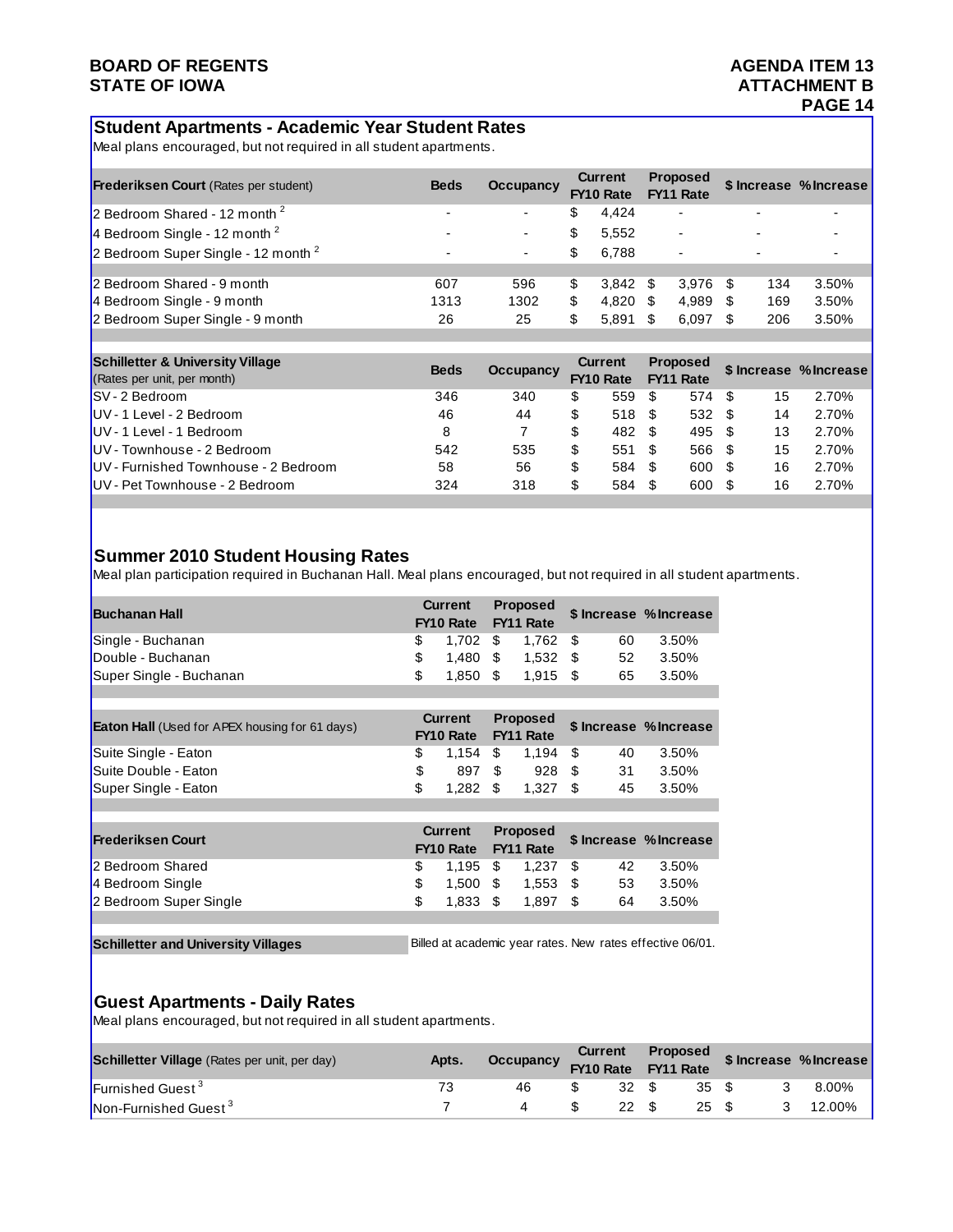## Student Apartments - Academic Year Student Rates

Meal plans encouraged, but not required in all student apartments.

| **Frederiksen Court** (Rates per student) | Beds | Occupancy | Current FY10 Rate | Proposed FY11 Rate | $ Increase | % Increase |
|---|---|---|---|---|---|---|
| 2 Bedroom Shared - 12 month [2] | - | - | $ 4,424 | - | - | - |
| 4 Bedroom Single - 12 month [2] | - | - | $ 5,552 | - | - | - |
| 2 Bedroom Super Single - 12 month [2] | - | - | $ 6,788 | - | - | - |
| 2 Bedroom Shared - 9 month | 607 | 596 | $ 3,842 | $ 3,976 | $ 134 | 3.50% |
| 4 Bedroom Single - 9 month | 1313 | 1302 | $ 4,820 | $ 4,989 | $ 169 | 3.50% |
| 2 Bedroom Super Single - 9 month | 26 | 25 | $ 5,891 | $ 6,097 | $ 206 | 3.50% |

| **Schilletter & University Village** (Rates per unit, per month) | Beds | Occupancy | Current FY10 Rate | Proposed FY11 Rate | $ Increase | % Increase |
|---|---|---|---|---|---|---|
| SV - 2 Bedroom | 346 | 340 | $ 559 | $ 574 | $ 15 | 2.70% |
| UV - 1 Level - 2 Bedroom | 46 | 44 | $ 518 | $ 532 | $ 14 | 2.70% |
| UV - 1 Level - 1 Bedroom | 8 | 7 | $ 482 | $ 495 | $ 13 | 2.70% |
| UV - Townhouse - 2 Bedroom | 542 | 535 | $ 551 | $ 566 | $ 15 | 2.70% |
| UV - Furnished Townhouse - 2 Bedroom | 58 | 56 | $ 584 | $ 600 | $ 16 | 2.70% |
| UV - Pet Townhouse - 2 Bedroom | 324 | 318 | $ 584 | $ 600 | $ 16 | 2.70% |

## Summer 2010 Student Housing Rates

Meal plan participation required in Buchanan Hall. Meal plans encouraged, but not required in all student apartments.

| **Buchanan Hall** | Current FY10 Rate | Proposed FY11 Rate | $ Increase | % Increase |
|---|---|---|---|---|
| Single - Buchanan | $ 1,702 | $ 1,762 | $ 60 | 3.50% |
| Double - Buchanan | $ 1,480 | $ 1,532 | $ 52 | 3.50% |
| Super Single - Buchanan | $ 1,850 | $ 1,915 | $ 65 | 3.50% |

| **Eaton Hall** (Used for APEX housing for 61 days) | Current FY10 Rate | Proposed FY11 Rate | $ Increase | % Increase |
|---|---|---|---|---|
| Suite Single - Eaton | $ 1,154 | $ 1,194 | $ 40 | 3.50% |
| Suite Double - Eaton | $ 897 | $ 928 | $ 31 | 3.50% |
| Super Single - Eaton | $ 1,282 | $ 1,327 | $ 45 | 3.50% |

| **Frederiksen Court** | Current FY10 Rate | Proposed FY11 Rate | $ Increase | % Increase |
|---|---|---|---|---|
| 2 Bedroom Shared | $ 1,195 | $ 1,237 | $ 42 | 3.50% |
| 4 Bedroom Single | $ 1,500 | $ 1,553 | $ 53 | 3.50% |
| 2 Bedroom Super Single | $ 1,833 | $ 1,897 | $ 64 | 3.50% |

**Schilletter and University Villages** — Billed at academic year rates. New rates effective 06/01.

## Guest Apartments - Daily Rates

Meal plans encouraged, but not required in all student apartments.

| **Schilletter Village** (Rates per unit, per day) | Apts. | Occupancy | Current FY10 Rate | Proposed FY11 Rate | $ Increase | % Increase |
|---|---|---|---|---|---|---|
| Furnished Guest [3] | 73 | 46 | $ 32 | $ 35 | $ 3 | 8.00% |
| Non-Furnished Guest [3] | 7 | 4 | $ 22 | $ 25 | $ 3 | 12.00% |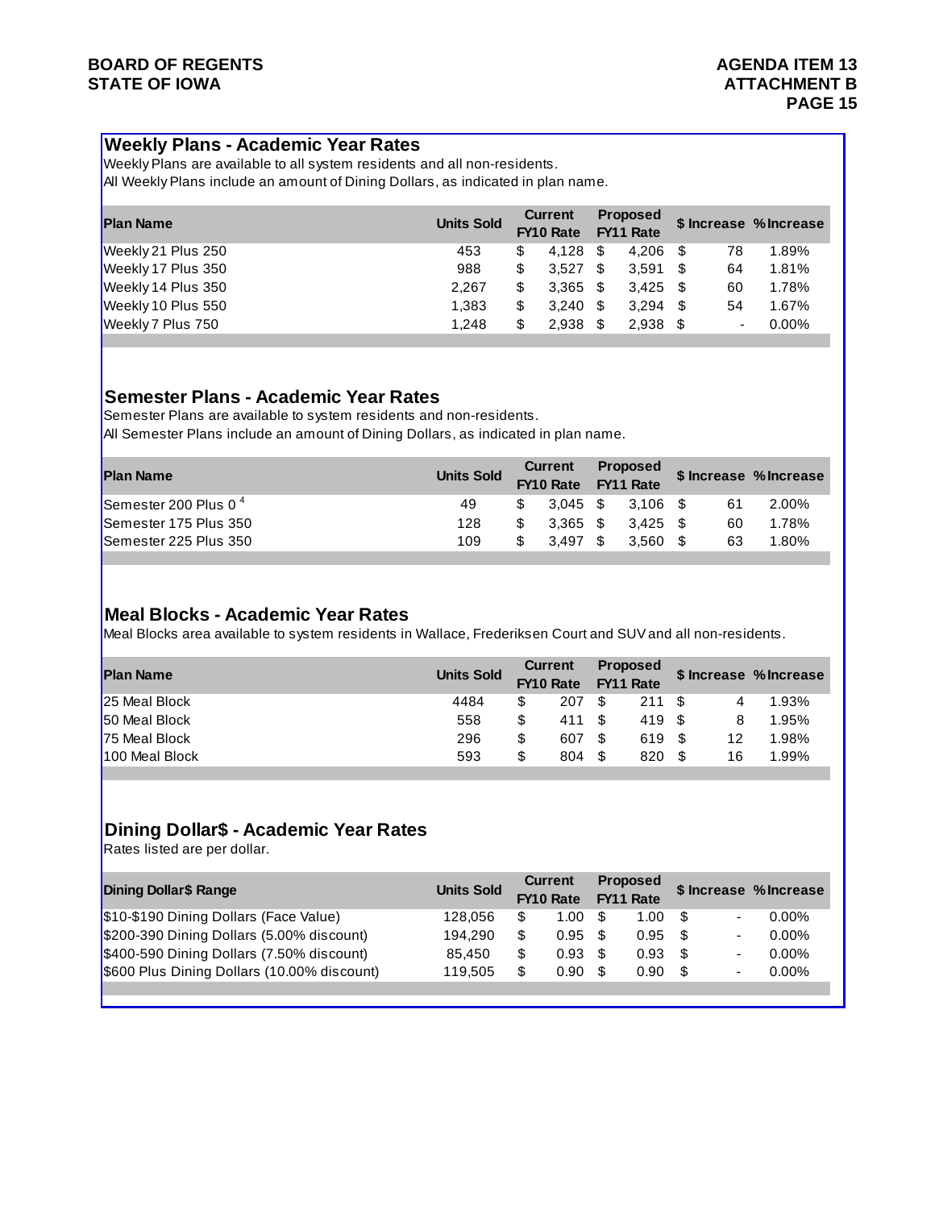## Weekly Plans - Academic Year Rates

Weekly Plans are available to all system residents and all non-residents.
All Weekly Plans include an amount of Dining Dollars, as indicated in plan name.

| Plan Name | Units Sold | Current FY10 Rate | Proposed FY11 Rate | $ Increase | % Increase |
|---|---|---|---|---|---|
| Weekly 21 Plus 250 | 453 | $ 4,128 | $ 4,206 | $ 78 | 1.89% |
| Weekly 17 Plus 350 | 988 | $ 3,527 | $ 3,591 | $ 64 | 1.81% |
| Weekly 14 Plus 350 | 2,267 | $ 3,365 | $ 3,425 | $ 60 | 1.78% |
| Weekly 10 Plus 550 | 1,383 | $ 3,240 | $ 3,294 | $ 54 | 1.67% |
| Weekly 7 Plus 750 | 1,248 | $ 2,938 | $ 2,938 | $ - | 0.00% |

## Semester Plans - Academic Year Rates

Semester Plans are available to system residents and non-residents.
All Semester Plans include an amount of Dining Dollars, as indicated in plan name.

| Plan Name | Units Sold | Current FY10 Rate | Proposed FY11 Rate | $ Increase | % Increase |
|---|---|---|---|---|---|
| Semester 200 Plus 0 [4] | 49 | $ 3,045 | $ 3,106 | $ 61 | 2.00% |
| Semester 175 Plus 350 | 128 | $ 3,365 | $ 3,425 | $ 60 | 1.78% |
| Semester 225 Plus 350 | 109 | $ 3,497 | $ 3,560 | $ 63 | 1.80% |

## Meal Blocks - Academic Year Rates

Meal Blocks area available to system residents in Wallace, Frederiksen Court and SUV and all non-residents.

| Plan Name | Units Sold | Current FY10 Rate | Proposed FY11 Rate | $ Increase | % Increase |
|---|---|---|---|---|---|
| 25 Meal Block | 4484 | $ 207 | $ 211 | $ 4 | 1.93% |
| 50 Meal Block | 558 | $ 411 | $ 419 | $ 8 | 1.95% |
| 75 Meal Block | 296 | $ 607 | $ 619 | $ 12 | 1.98% |
| 100 Meal Block | 593 | $ 804 | $ 820 | $ 16 | 1.99% |

## Dining Dollar$ - Academic Year Rates

Rates listed are per dollar.

| Dining Dollar$ Range | Units Sold | Current FY10 Rate | Proposed FY11 Rate | $ Increase | % Increase |
|---|---|---|---|---|---|
| $10-$190 Dining Dollars (Face Value) | 128,056 | $ 1.00 | $ 1.00 | $ - | 0.00% |
| $200-390 Dining Dollars (5.00% discount) | 194,290 | $ 0.95 | $ 0.95 | $ - | 0.00% |
| $400-590 Dining Dollars (7.50% discount) | 85,450 | $ 0.93 | $ 0.93 | $ - | 0.00% |
| $600 Plus Dining Dollars (10.00% discount) | 119,505 | $ 0.90 | $ 0.90 | $ - | 0.00% |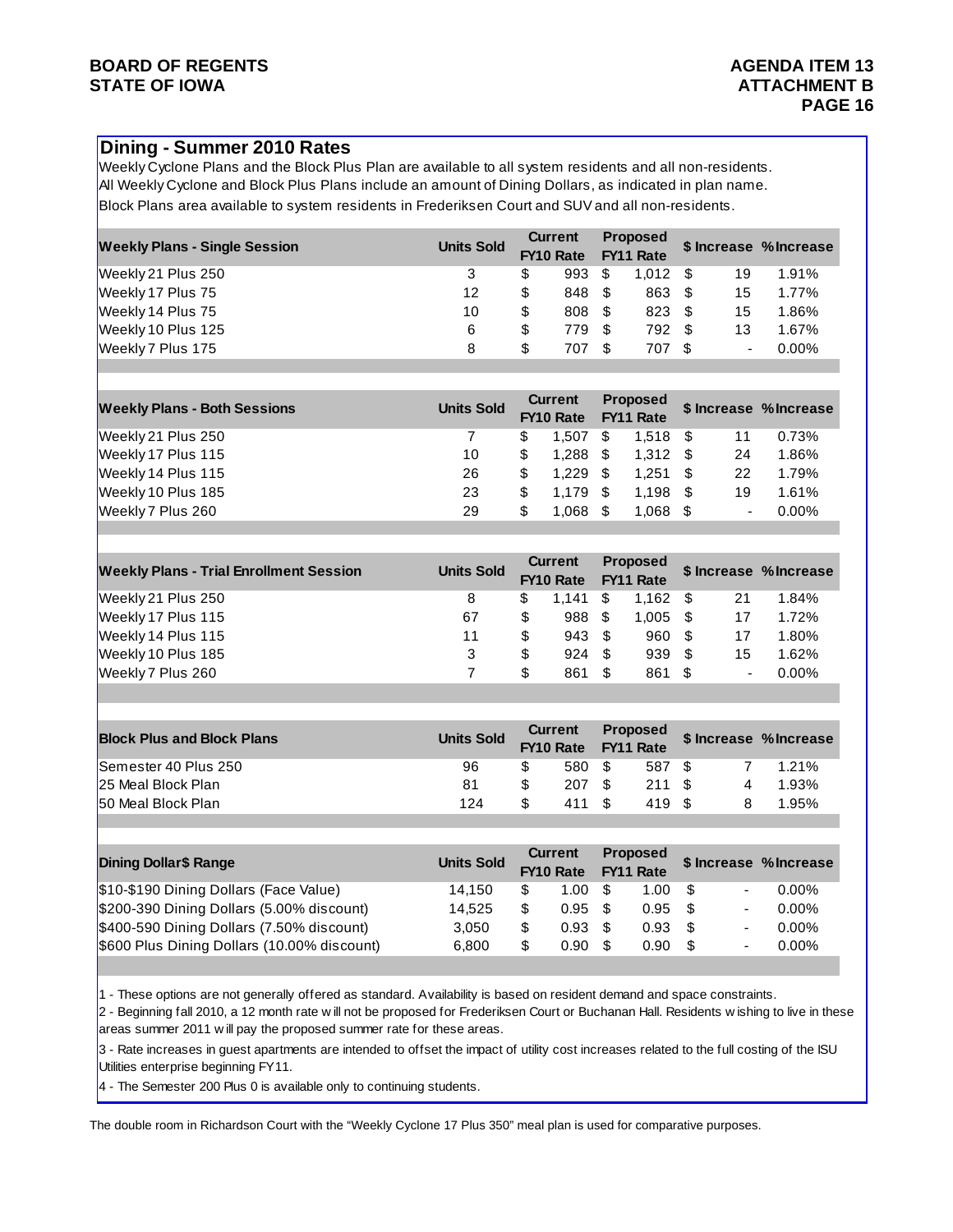## Dining - Summer 2010 Rates

Weekly Cyclone Plans and the Block Plus Plan are available to all system residents and all non-residents.
All Weekly Cyclone and Block Plus Plans include an amount of Dining Dollars, as indicated in plan name.
Block Plans area available to system residents in Frederiksen Court and SUV and all non-residents.

| Weekly Plans - Single Session | Units Sold | Current FY10 Rate | Proposed FY11 Rate | $ Increase | % Increase |
|---|---|---|---|---|---|
| Weekly 21 Plus 250 | 3 | $ 993 | $ 1,012 | $ 19 | 1.91% |
| Weekly 17 Plus 75 | 12 | $ 848 | $ 863 | $ 15 | 1.77% |
| Weekly 14 Plus 75 | 10 | $ 808 | $ 823 | $ 15 | 1.86% |
| Weekly 10 Plus 125 | 6 | $ 779 | $ 792 | $ 13 | 1.67% |
| Weekly 7 Plus 175 | 8 | $ 707 | $ 707 | $ - | 0.00% |

| Weekly Plans - Both Sessions | Units Sold | Current FY10 Rate | Proposed FY11 Rate | $ Increase | % Increase |
|---|---|---|---|---|---|
| Weekly 21 Plus 250 | 7 | $ 1,507 | $ 1,518 | $ 11 | 0.73% |
| Weekly 17 Plus 115 | 10 | $ 1,288 | $ 1,312 | $ 24 | 1.86% |
| Weekly 14 Plus 115 | 26 | $ 1,229 | $ 1,251 | $ 22 | 1.79% |
| Weekly 10 Plus 185 | 23 | $ 1,179 | $ 1,198 | $ 19 | 1.61% |
| Weekly 7 Plus 260 | 29 | $ 1,068 | $ 1,068 | $ - | 0.00% |

| Weekly Plans - Trial Enrollment Session | Units Sold | Current FY10 Rate | Proposed FY11 Rate | $ Increase | % Increase |
|---|---|---|---|---|---|
| Weekly 21 Plus 250 | 8 | $ 1,141 | $ 1,162 | $ 21 | 1.84% |
| Weekly 17 Plus 115 | 67 | $ 988 | $ 1,005 | $ 17 | 1.72% |
| Weekly 14 Plus 115 | 11 | $ 943 | $ 960 | $ 17 | 1.80% |
| Weekly 10 Plus 185 | 3 | $ 924 | $ 939 | $ 15 | 1.62% |
| Weekly 7 Plus 260 | 7 | $ 861 | $ 861 | $ - | 0.00% |

| Block Plus and Block Plans | Units Sold | Current FY10 Rate | Proposed FY11 Rate | $ Increase | % Increase |
|---|---|---|---|---|---|
| Semester 40 Plus 250 | 96 | $ 580 | $ 587 | $ 7 | 1.21% |
| 25 Meal Block Plan | 81 | $ 207 | $ 211 | $ 4 | 1.93% |
| 50 Meal Block Plan | 124 | $ 411 | $ 419 | $ 8 | 1.95% |

| Dining Dollar$ Range | Units Sold | Current FY10 Rate | Proposed FY11 Rate | $ Increase | % Increase |
|---|---|---|---|---|---|
| $10-$190 Dining Dollars (Face Value) | 14,150 | $ 1.00 | $ 1.00 | $ - | 0.00% |
| $200-390 Dining Dollars (5.00% discount) | 14,525 | $ 0.95 | $ 0.95 | $ - | 0.00% |
| $400-590 Dining Dollars (7.50% discount) | 3,050 | $ 0.93 | $ 0.93 | $ - | 0.00% |
| $600 Plus Dining Dollars (10.00% discount) | 6,800 | $ 0.90 | $ 0.90 | $ - | 0.00% |

1 - These options are not generally offered as standard. Availability is based on resident demand and space constraints.

2 - Beginning fall 2010, a 12 month rate will not be proposed for Frederiksen Court or Buchanan Hall. Residents wishing to live in these areas summer 2011 will pay the proposed summer rate for these areas.

3 - Rate increases in guest apartments are intended to offset the impact of utility cost increases related to the full costing of the ISU Utilities enterprise beginning FY11.

4 - The Semester 200 Plus 0 is available only to continuing students.

The double room in Richardson Court with the "Weekly Cyclone 17 Plus 350" meal plan is used for comparative purposes.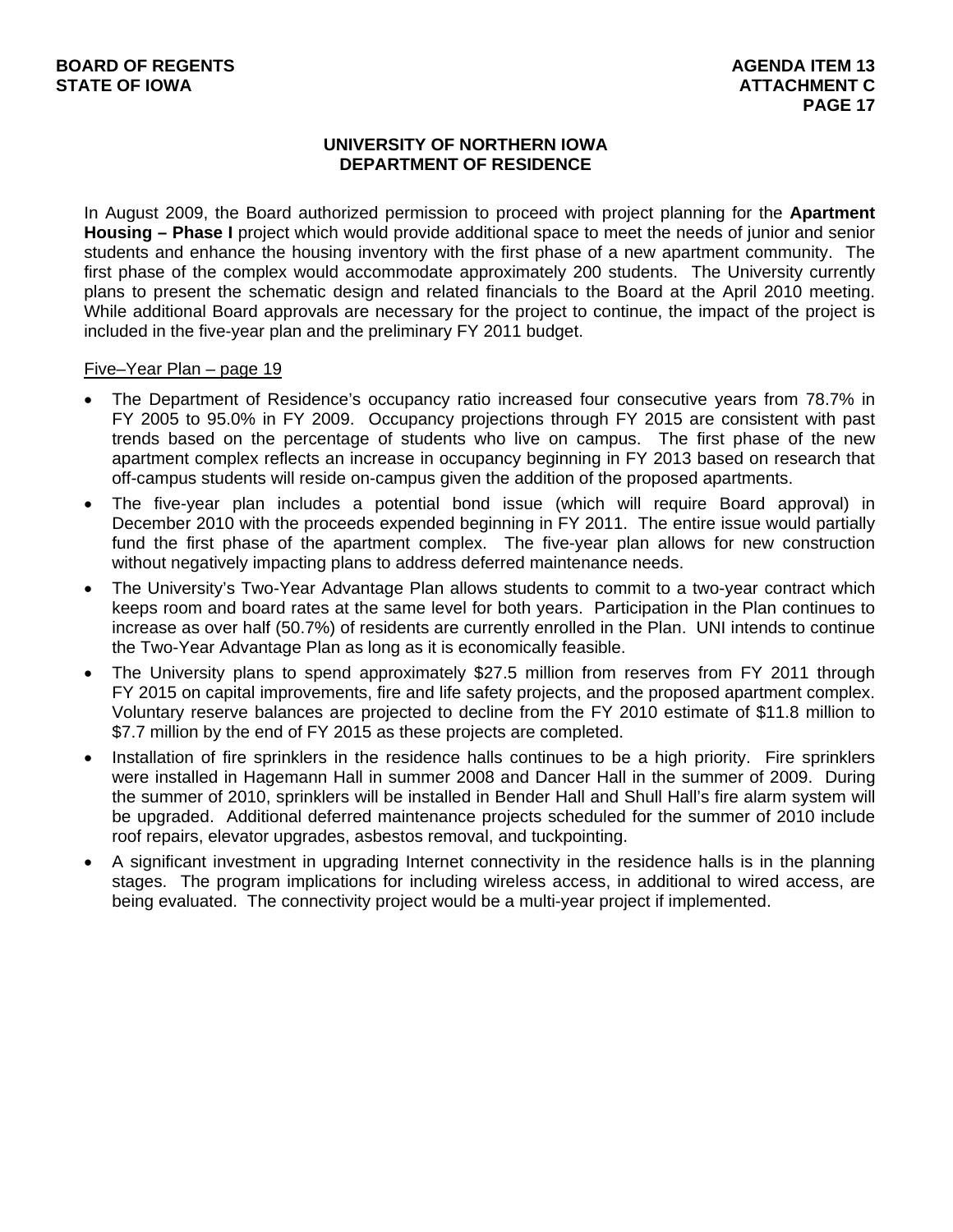# UNIVERSITY OF NORTHERN IOWA
## DEPARTMENT OF RESIDENCE

In August 2009, the Board authorized permission to proceed with project planning for the **Apartment Housing – Phase I** project which would provide additional space to meet the needs of junior and senior students and enhance the housing inventory with the first phase of a new apartment community. The first phase of the complex would accommodate approximately 200 students. The University currently plans to present the schematic design and related financials to the Board at the April 2010 meeting. While additional Board approvals are necessary for the project to continue, the impact of the project is included in the five-year plan and the preliminary FY 2011 budget.

<u>Five–Year Plan – page 19</u>

- The Department of Residence's occupancy ratio increased four consecutive years from 78.7% in FY 2005 to 95.0% in FY 2009. Occupancy projections through FY 2015 are consistent with past trends based on the percentage of students who live on campus. The first phase of the new apartment complex reflects an increase in occupancy beginning in FY 2013 based on research that off-campus students will reside on-campus given the addition of the proposed apartments.
- The five-year plan includes a potential bond issue (which will require Board approval) in December 2010 with the proceeds expended beginning in FY 2011. The entire issue would partially fund the first phase of the apartment complex. The five-year plan allows for new construction without negatively impacting plans to address deferred maintenance needs.
- The University's Two-Year Advantage Plan allows students to commit to a two-year contract which keeps room and board rates at the same level for both years. Participation in the Plan continues to increase as over half (50.7%) of residents are currently enrolled in the Plan. UNI intends to continue the Two-Year Advantage Plan as long as it is economically feasible.
- The University plans to spend approximately $27.5 million from reserves from FY 2011 through FY 2015 on capital improvements, fire and life safety projects, and the proposed apartment complex. Voluntary reserve balances are projected to decline from the FY 2010 estimate of $11.8 million to $7.7 million by the end of FY 2015 as these projects are completed.
- Installation of fire sprinklers in the residence halls continues to be a high priority. Fire sprinklers were installed in Hagemann Hall in summer 2008 and Dancer Hall in the summer of 2009. During the summer of 2010, sprinklers will be installed in Bender Hall and Shull Hall's fire alarm system will be upgraded. Additional deferred maintenance projects scheduled for the summer of 2010 include roof repairs, elevator upgrades, asbestos removal, and tuckpointing.
- A significant investment in upgrading Internet connectivity in the residence halls is in the planning stages. The program implications for including wireless access, in additional to wired access, are being evaluated. The connectivity project would be a multi-year project if implemented.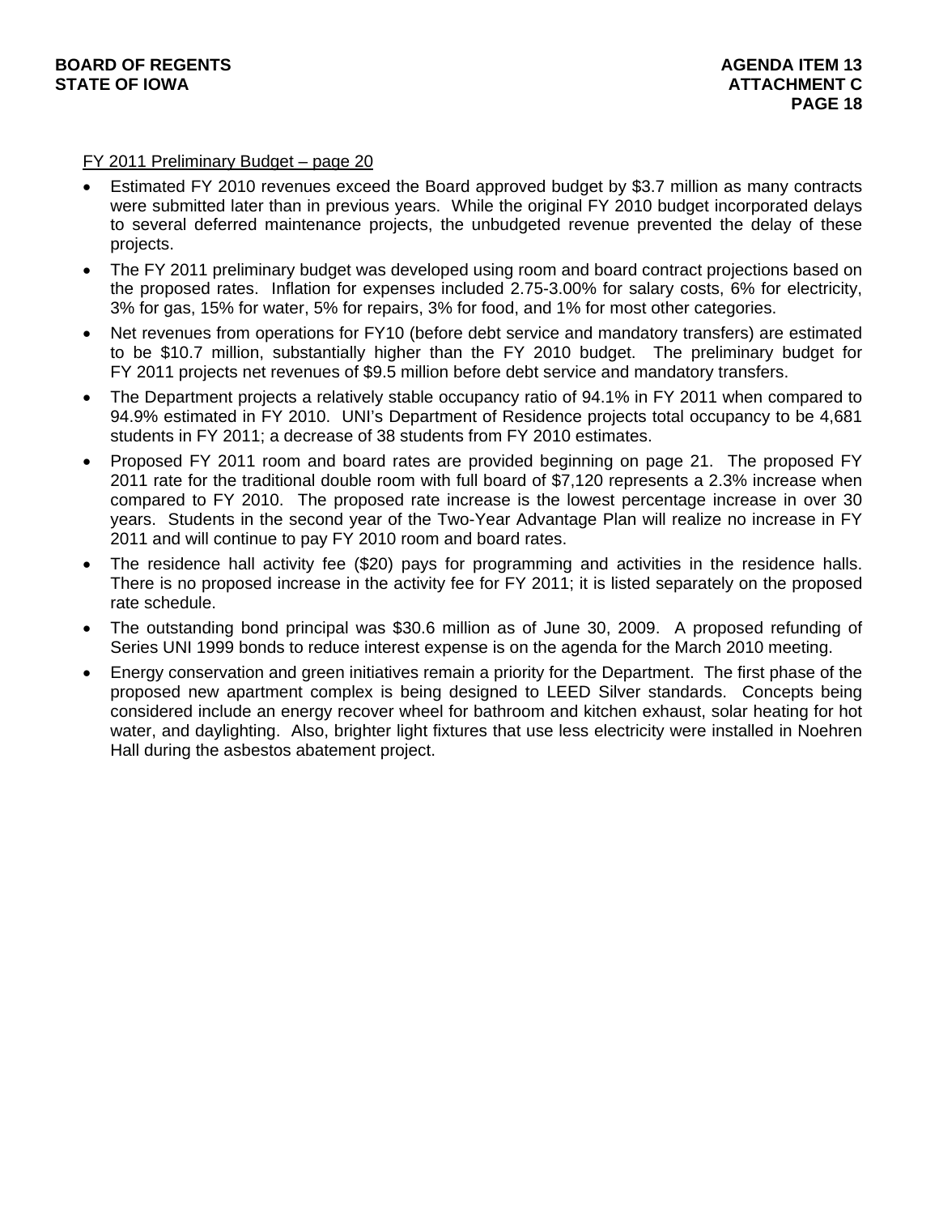FY 2011 Preliminary Budget – page 20

- Estimated FY 2010 revenues exceed the Board approved budget by $3.7 million as many contracts were submitted later than in previous years. While the original FY 2010 budget incorporated delays to several deferred maintenance projects, the unbudgeted revenue prevented the delay of these projects.
- The FY 2011 preliminary budget was developed using room and board contract projections based on the proposed rates. Inflation for expenses included 2.75-3.00% for salary costs, 6% for electricity, 3% for gas, 15% for water, 5% for repairs, 3% for food, and 1% for most other categories.
- Net revenues from operations for FY10 (before debt service and mandatory transfers) are estimated to be $10.7 million, substantially higher than the FY 2010 budget. The preliminary budget for FY 2011 projects net revenues of $9.5 million before debt service and mandatory transfers.
- The Department projects a relatively stable occupancy ratio of 94.1% in FY 2011 when compared to 94.9% estimated in FY 2010. UNI's Department of Residence projects total occupancy to be 4,681 students in FY 2011; a decrease of 38 students from FY 2010 estimates.
- Proposed FY 2011 room and board rates are provided beginning on page 21. The proposed FY 2011 rate for the traditional double room with full board of $7,120 represents a 2.3% increase when compared to FY 2010. The proposed rate increase is the lowest percentage increase in over 30 years. Students in the second year of the Two-Year Advantage Plan will realize no increase in FY 2011 and will continue to pay FY 2010 room and board rates.
- The residence hall activity fee ($20) pays for programming and activities in the residence halls. There is no proposed increase in the activity fee for FY 2011; it is listed separately on the proposed rate schedule.
- The outstanding bond principal was $30.6 million as of June 30, 2009. A proposed refunding of Series UNI 1999 bonds to reduce interest expense is on the agenda for the March 2010 meeting.
- Energy conservation and green initiatives remain a priority for the Department. The first phase of the proposed new apartment complex is being designed to LEED Silver standards. Concepts being considered include an energy recover wheel for bathroom and kitchen exhaust, solar heating for hot water, and daylighting. Also, brighter light fixtures that use less electricity were installed in Noehren Hall during the asbestos abatement project.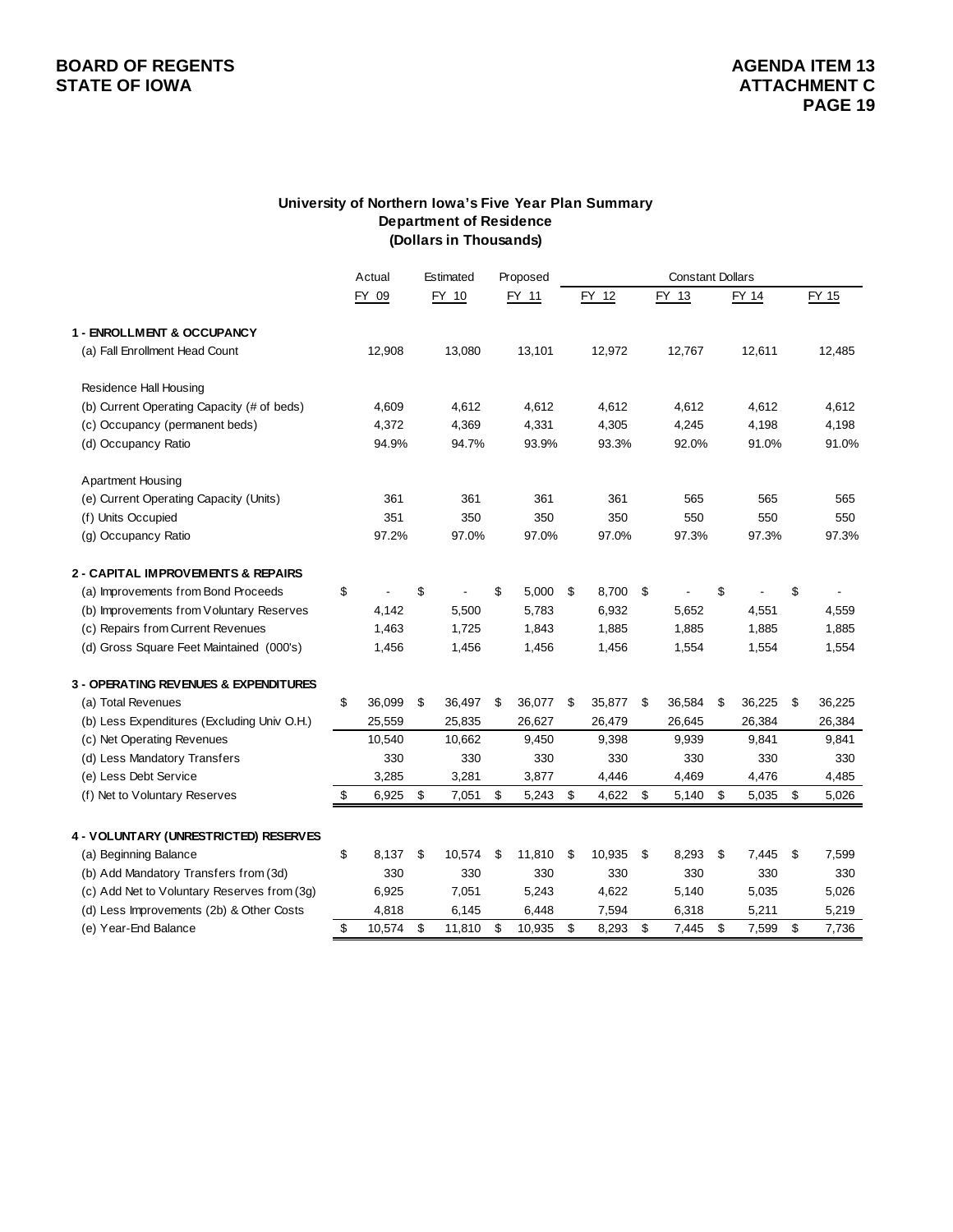**BOARD OF REGENTS**
**STATE OF IOWA**

**AGENDA ITEM 13**
**ATTACHMENT C**
**PAGE 19**

### University of Northern Iowa's Five Year Plan Summary
### Department of Residence
### (Dollars in Thousands)

| | Actual | Estimated | Proposed | Constant Dollars | | | |
|---|---|---|---|---|---|---|---|
| | FY 09 | FY 10 | FY 11 | FY 12 | FY 13 | FY 14 | FY 15 |
| **1 - ENROLLMENT & OCCUPANCY** | | | | | | | |
| (a) Fall Enrollment Head Count | 12,908 | 13,080 | 13,101 | 12,972 | 12,767 | 12,611 | 12,485 |
| Residence Hall Housing | | | | | | | |
| (b) Current Operating Capacity (# of beds) | 4,609 | 4,612 | 4,612 | 4,612 | 4,612 | 4,612 | 4,612 |
| (c) Occupancy (permanent beds) | 4,372 | 4,369 | 4,331 | 4,305 | 4,245 | 4,198 | 4,198 |
| (d) Occupancy Ratio | 94.9% | 94.7% | 93.9% | 93.3% | 92.0% | 91.0% | 91.0% |
| Apartment Housing | | | | | | | |
| (e) Current Operating Capacity (Units) | 361 | 361 | 361 | 361 | 565 | 565 | 565 |
| (f) Units Occupied | 351 | 350 | 350 | 350 | 550 | 550 | 550 |
| (g) Occupancy Ratio | 97.2% | 97.0% | 97.0% | 97.0% | 97.3% | 97.3% | 97.3% |
| **2 - CAPITAL IMPROVEMENTS & REPAIRS** | | | | | | | |
| (a) Improvements from Bond Proceeds | $ - | $ - | $ 5,000 | $ 8,700 | $ - | $ - | $ - |
| (b) Improvements from Voluntary Reserves | 4,142 | 5,500 | 5,783 | 6,932 | 5,652 | 4,551 | 4,559 |
| (c) Repairs from Current Revenues | 1,463 | 1,725 | 1,843 | 1,885 | 1,885 | 1,885 | 1,885 |
| (d) Gross Square Feet Maintained (000's) | 1,456 | 1,456 | 1,456 | 1,456 | 1,554 | 1,554 | 1,554 |
| **3 - OPERATING REVENUES & EXPENDITURES** | | | | | | | |
| (a) Total Revenues | $ 36,099 | $ 36,497 | $ 36,077 | $ 35,877 | $ 36,584 | $ 36,225 | $ 36,225 |
| (b) Less Expenditures (Excluding Univ O.H.) | 25,559 | 25,835 | 26,627 | 26,479 | 26,645 | 26,384 | 26,384 |
| (c) Net Operating Revenues | 10,540 | 10,662 | 9,450 | 9,398 | 9,939 | 9,841 | 9,841 |
| (d) Less Mandatory Transfers | 330 | 330 | 330 | 330 | 330 | 330 | 330 |
| (e) Less Debt Service | 3,285 | 3,281 | 3,877 | 4,446 | 4,469 | 4,476 | 4,485 |
| (f) Net to Voluntary Reserves | $ 6,925 | $ 7,051 | $ 5,243 | $ 4,622 | $ 5,140 | $ 5,035 | $ 5,026 |
| **4 - VOLUNTARY (UNRESTRICTED) RESERVES** | | | | | | | |
| (a) Beginning Balance | $ 8,137 | $ 10,574 | $ 11,810 | $ 10,935 | $ 8,293 | $ 7,445 | $ 7,599 |
| (b) Add Mandatory Transfers from (3d) | 330 | 330 | 330 | 330 | 330 | 330 | 330 |
| (c) Add Net to Voluntary Reserves from (3g) | 6,925 | 7,051 | 5,243 | 4,622 | 5,140 | 5,035 | 5,026 |
| (d) Less Improvements (2b) & Other Costs | 4,818 | 6,145 | 6,448 | 7,594 | 6,318 | 5,211 | 5,219 |
| (e) Year-End Balance | $ 10,574 | $ 11,810 | $ 10,935 | $ 8,293 | $ 7,445 | $ 7,599 | $ 7,736 |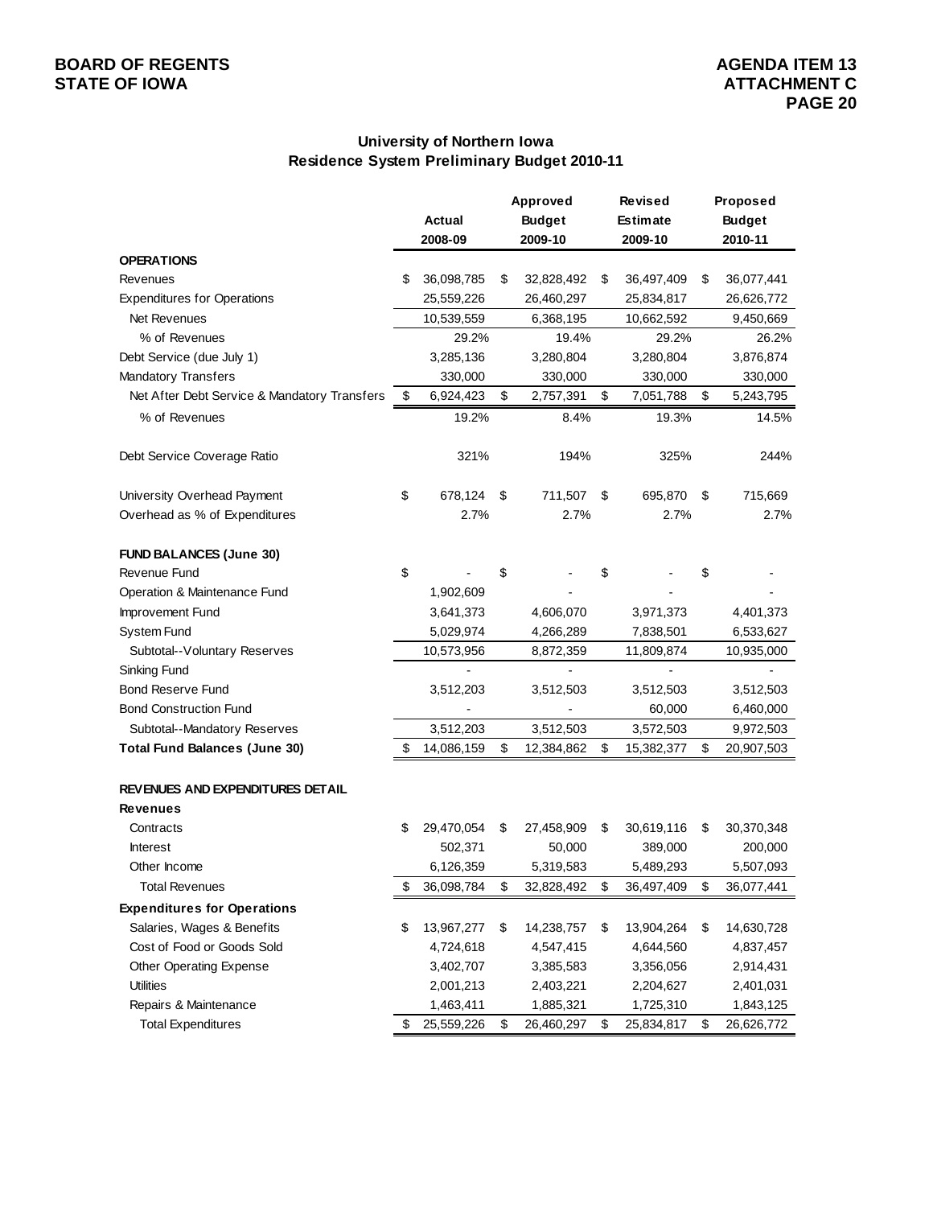## University of Northern Iowa
## Residence System Preliminary Budget 2010-11

| | Actual 2008-09 | Approved Budget 2009-10 | Revised Estimate 2009-10 | Proposed Budget 2010-11 |
|---|---|---|---|---|
| **OPERATIONS** | | | | |
| Revenues | $ 36,098,785 | $ 32,828,492 | $ 36,497,409 | $ 36,077,441 |
| Expenditures for Operations | 25,559,226 | 26,460,297 | 25,834,817 | 26,626,772 |
| Net Revenues | 10,539,559 | 6,368,195 | 10,662,592 | 9,450,669 |
| % of Revenues | 29.2% | 19.4% | 29.2% | 26.2% |
| Debt Service (due July 1) | 3,285,136 | 3,280,804 | 3,280,804 | 3,876,874 |
| Mandatory Transfers | 330,000 | 330,000 | 330,000 | 330,000 |
| Net After Debt Service & Mandatory Transfers | $ 6,924,423 | $ 2,757,391 | $ 7,051,788 | $ 5,243,795 |
| % of Revenues | 19.2% | 8.4% | 19.3% | 14.5% |
| Debt Service Coverage Ratio | 321% | 194% | 325% | 244% |
| University Overhead Payment | $ 678,124 | $ 711,507 | $ 695,870 | $ 715,669 |
| Overhead as % of Expenditures | 2.7% | 2.7% | 2.7% | 2.7% |
| **FUND BALANCES (June 30)** | | | | |
| Revenue Fund | $ - | $ - | $ - | $ - |
| Operation & Maintenance Fund | 1,902,609 | - | - | - |
| Improvement Fund | 3,641,373 | 4,606,070 | 3,971,373 | 4,401,373 |
| System Fund | 5,029,974 | 4,266,289 | 7,838,501 | 6,533,627 |
| Subtotal--Voluntary Reserves | 10,573,956 | 8,872,359 | 11,809,874 | 10,935,000 |
| Sinking Fund | - | - | - | - |
| Bond Reserve Fund | 3,512,203 | 3,512,503 | 3,512,503 | 3,512,503 |
| Bond Construction Fund | - | - | 60,000 | 6,460,000 |
| Subtotal--Mandatory Reserves | 3,512,203 | 3,512,503 | 3,572,503 | 9,972,503 |
| **Total Fund Balances (June 30)** | $ 14,086,159 | $ 12,384,862 | $ 15,382,377 | $ 20,907,503 |
| **REVENUES AND EXPENDITURES DETAIL** | | | | |
| **Revenues** | | | | |
| Contracts | $ 29,470,054 | $ 27,458,909 | $ 30,619,116 | $ 30,370,348 |
| Interest | 502,371 | 50,000 | 389,000 | 200,000 |
| Other Income | 6,126,359 | 5,319,583 | 5,489,293 | 5,507,093 |
| Total Revenues | $ 36,098,784 | $ 32,828,492 | $ 36,497,409 | $ 36,077,441 |
| **Expenditures for Operations** | | | | |
| Salaries, Wages & Benefits | $ 13,967,277 | $ 14,238,757 | $ 13,904,264 | $ 14,630,728 |
| Cost of Food or Goods Sold | 4,724,618 | 4,547,415 | 4,644,560 | 4,837,457 |
| Other Operating Expense | 3,402,707 | 3,385,583 | 3,356,056 | 2,914,431 |
| Utilities | 2,001,213 | 2,403,221 | 2,204,627 | 2,401,031 |
| Repairs & Maintenance | 1,463,411 | 1,885,321 | 1,725,310 | 1,843,125 |
| Total Expenditures | $ 25,559,226 | $ 26,460,297 | $ 25,834,817 | $ 26,626,772 |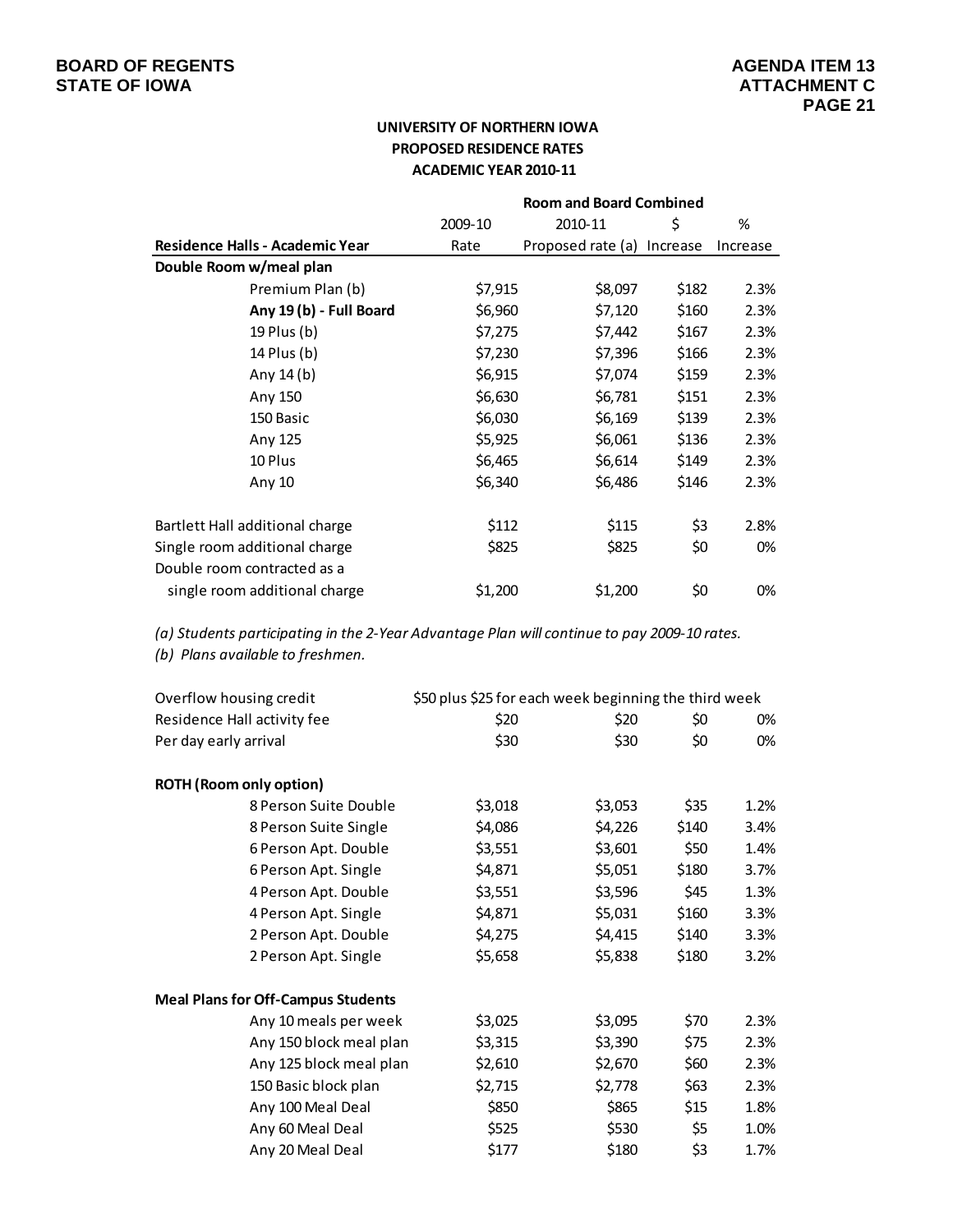BOARD OF REGENTS
STATE OF IOWA

AGENDA ITEM 13
ATTACHMENT C
PAGE 21

## UNIVERSITY OF NORTHERN IOWA
## PROPOSED RESIDENCE RATES
## ACADEMIC YEAR 2010-11

| | Room and Board Combined | | | |
|---|---|---|---|---|
| **Residence Halls - Academic Year** | 2009-10 Rate | 2010-11 Proposed rate (a) | $ Increase | % Increase |
| **Double Room w/meal plan** | | | | |
| Premium Plan (b) | $7,915 | $8,097 | $182 | 2.3% |
| **Any 19 (b) - Full Board** | $6,960 | $7,120 | $160 | 2.3% |
| 19 Plus (b) | $7,275 | $7,442 | $167 | 2.3% |
| 14 Plus (b) | $7,230 | $7,396 | $166 | 2.3% |
| Any 14 (b) | $6,915 | $7,074 | $159 | 2.3% |
| Any 150 | $6,630 | $6,781 | $151 | 2.3% |
| 150 Basic | $6,030 | $6,169 | $139 | 2.3% |
| Any 125 | $5,925 | $6,061 | $136 | 2.3% |
| 10 Plus | $6,465 | $6,614 | $149 | 2.3% |
| Any 10 | $6,340 | $6,486 | $146 | 2.3% |
| | | | | |
| Bartlett Hall additional charge | $112 | $115 | $3 | 2.8% |
| Single room additional charge | $825 | $825 | $0 | 0% |
| Double room contracted as a single room additional charge | $1,200 | $1,200 | $0 | 0% |

*(a) Students participating in the 2-Year Advantage Plan will continue to pay 2009-10 rates.*
*(b) Plans available to freshmen.*

| | 2009-10 Rate | 2010-11 Proposed rate (a) | $ Increase | % Increase |
|---|---|---|---|---|
| Overflow housing credit | $50 plus $25 for each week beginning the third week | | | |
| Residence Hall activity fee | $20 | $20 | $0 | 0% |
| Per day early arrival | $30 | $30 | $0 | 0% |
| | | | | |
| **ROTH (Room only option)** | | | | |
| 8 Person Suite Double | $3,018 | $3,053 | $35 | 1.2% |
| 8 Person Suite Single | $4,086 | $4,226 | $140 | 3.4% |
| 6 Person Apt. Double | $3,551 | $3,601 | $50 | 1.4% |
| 6 Person Apt. Single | $4,871 | $5,051 | $180 | 3.7% |
| 4 Person Apt. Double | $3,551 | $3,596 | $45 | 1.3% |
| 4 Person Apt. Single | $4,871 | $5,031 | $160 | 3.3% |
| 2 Person Apt. Double | $4,275 | $4,415 | $140 | 3.3% |
| 2 Person Apt. Single | $5,658 | $5,838 | $180 | 3.2% |
| | | | | |
| **Meal Plans for Off-Campus Students** | | | | |
| Any 10 meals per week | $3,025 | $3,095 | $70 | 2.3% |
| Any 150 block meal plan | $3,315 | $3,390 | $75 | 2.3% |
| Any 125 block meal plan | $2,610 | $2,670 | $60 | 2.3% |
| 150 Basic block plan | $2,715 | $2,778 | $63 | 2.3% |
| Any 100 Meal Deal | $850 | $865 | $15 | 1.8% |
| Any 60 Meal Deal | $525 | $530 | $5 | 1.0% |
| Any 20 Meal Deal | $177 | $180 | $3 | 1.7% |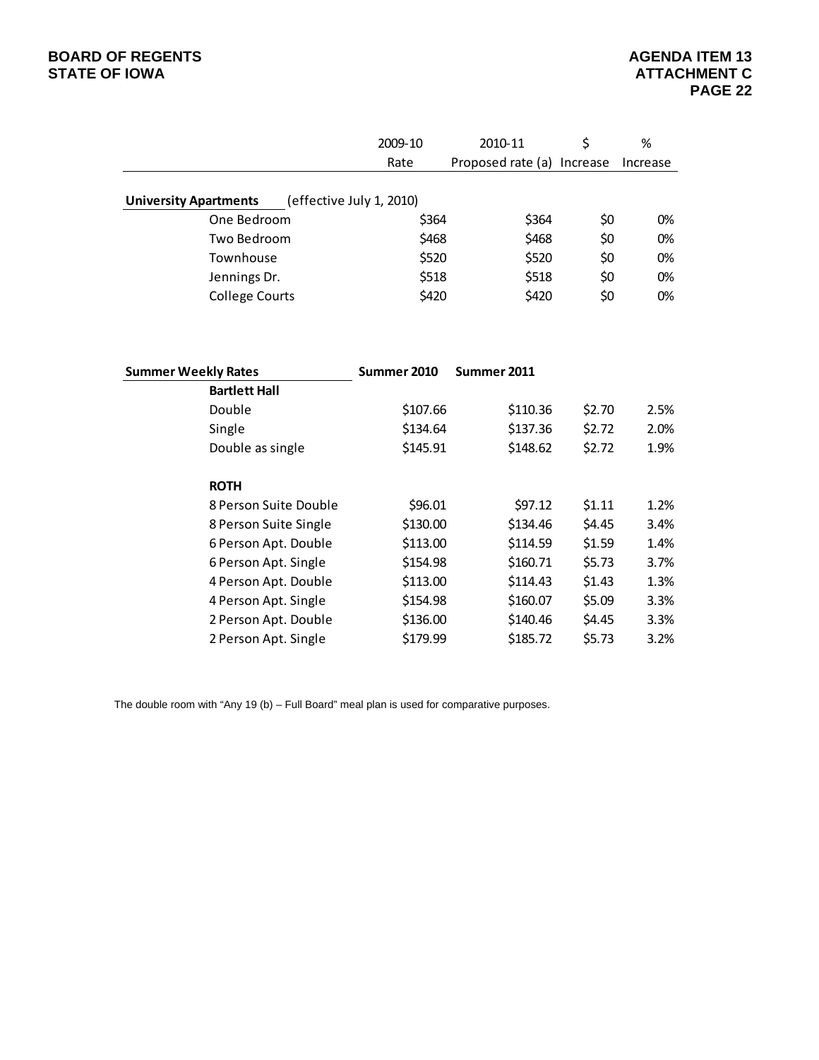| | 2009-10 Rate | 2010-11 Proposed rate (a) | $ Increase | % Increase |
|---|---|---|---|---|
| **University Apartments** (effective July 1, 2010) | | | | |
| One Bedroom | $364 | $364 | $0 | 0% |
| Two Bedroom | $468 | $468 | $0 | 0% |
| Townhouse | $520 | $520 | $0 | 0% |
| Jennings Dr. | $518 | $518 | $0 | 0% |
| College Courts | $420 | $420 | $0 | 0% |

| **Summer Weekly Rates** | **Summer 2010** | **Summer 2011** | | |
|---|---|---|---|---|
| **Bartlett Hall** | | | | |
| Double | $107.66 | $110.36 | $2.70 | 2.5% |
| Single | $134.64 | $137.36 | $2.72 | 2.0% |
| Double as single | $145.91 | $148.62 | $2.72 | 1.9% |
| **ROTH** | | | | |
| 8 Person Suite Double | $96.01 | $97.12 | $1.11 | 1.2% |
| 8 Person Suite Single | $130.00 | $134.46 | $4.45 | 3.4% |
| 6 Person Apt. Double | $113.00 | $114.59 | $1.59 | 1.4% |
| 6 Person Apt. Single | $154.98 | $160.71 | $5.73 | 3.7% |
| 4 Person Apt. Double | $113.00 | $114.43 | $1.43 | 1.3% |
| 4 Person Apt. Single | $154.98 | $160.07 | $5.09 | 3.3% |
| 2 Person Apt. Double | $136.00 | $140.46 | $4.45 | 3.3% |
| 2 Person Apt. Single | $179.99 | $185.72 | $5.73 | 3.2% |

The double room with "Any 19 (b) – Full Board" meal plan is used for comparative purposes.